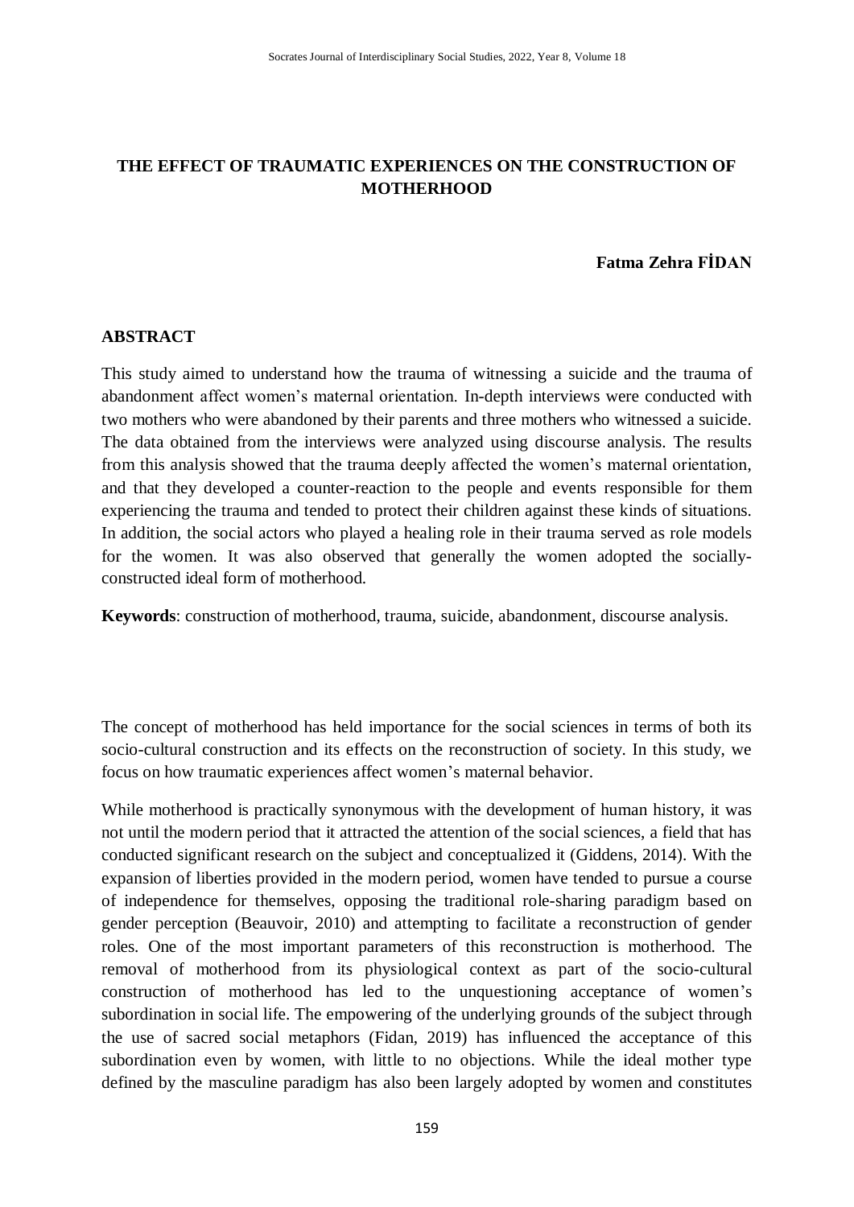# THE EFFECT OF TRAUMATIC EXPERIENCES ON THE CONSTRUCTION OF MOTHERHOOD

**Fatma Zehra FİDAN**

## ABSTRACT

This study aimed to understand how the trauma of witnessing a suicide and the trauma of abandonment affect women's maternal orientation. In-depth interviews were conducted with two mothers who were abandoned by their parents and three mothers who witnessed a suicide. The data obtained from the interviews were analyzed using discourse analysis. The results from this analysis showed that the trauma deeply affected the women's maternal orientation, and that they developed a counter-reaction to the people and events responsible for them experiencing the trauma and tended to protect their children against these kinds of situations. In addition, the social actors who played a healing role in their trauma served as role models for the women. It was also observed that generally the women adopted the socially-constructed ideal form of motherhood.

**Keywords**: construction of motherhood, trauma, suicide, abandonment, discourse analysis.

The concept of motherhood has held importance for the social sciences in terms of both its socio-cultural construction and its effects on the reconstruction of society. In this study, we focus on how traumatic experiences affect women's maternal behavior.

While motherhood is practically synonymous with the development of human history, it was not until the modern period that it attracted the attention of the social sciences, a field that has conducted significant research on the subject and conceptualized it (Giddens, 2014). With the expansion of liberties provided in the modern period, women have tended to pursue a course of independence for themselves, opposing the traditional role-sharing paradigm based on gender perception (Beauvoir, 2010) and attempting to facilitate a reconstruction of gender roles. One of the most important parameters of this reconstruction is motherhood. The removal of motherhood from its physiological context as part of the socio-cultural construction of motherhood has led to the unquestioning acceptance of women's subordination in social life. The empowering of the underlying grounds of the subject through the use of sacred social metaphors (Fidan, 2019) has influenced the acceptance of this subordination even by women, with little to no objections. While the ideal mother type defined by the masculine paradigm has also been largely adopted by women and constitutes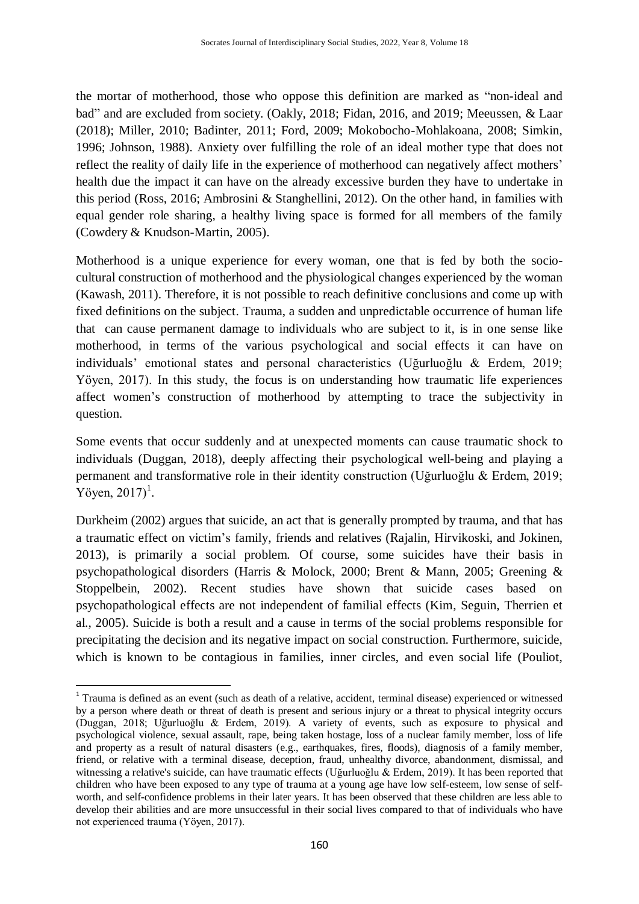the mortar of motherhood, those who oppose this definition are marked as "non-ideal and bad" and are excluded from society. (Oakly, 2018; Fidan, 2016, and 2019; Meeussen, & Laar (2018); Miller, 2010; Badinter, 2011; Ford, 2009; Mokobocho-Mohlakoana, 2008; Simkin, 1996; Johnson, 1988). Anxiety over fulfilling the role of an ideal mother type that does not reflect the reality of daily life in the experience of motherhood can negatively affect mothers' health due the impact it can have on the already excessive burden they have to undertake in this period (Ross, 2016; Ambrosini & Stanghellini, 2012). On the other hand, in families with equal gender role sharing, a healthy living space is formed for all members of the family (Cowdery & Knudson-Martin, 2005).

Motherhood is a unique experience for every woman, one that is fed by both the socio-cultural construction of motherhood and the physiological changes experienced by the woman (Kawash, 2011). Therefore, it is not possible to reach definitive conclusions and come up with fixed definitions on the subject. Trauma, a sudden and unpredictable occurrence of human life that can cause permanent damage to individuals who are subject to it, is in one sense like motherhood, in terms of the various psychological and social effects it can have on individuals' emotional states and personal characteristics (Uğurluoğlu & Erdem, 2019; Yöyen, 2017). In this study, the focus is on understanding how traumatic life experiences affect women's construction of motherhood by attempting to trace the subjectivity in question.

Some events that occur suddenly and at unexpected moments can cause traumatic shock to individuals (Duggan, 2018), deeply affecting their psychological well-being and playing a permanent and transformative role in their identity construction (Uğurluoğlu & Erdem, 2019; Yöyen, 2017)[1].

Durkheim (2002) argues that suicide, an act that is generally prompted by trauma, and that has a traumatic effect on victim's family, friends and relatives (Rajalin, Hirvikoski, and Jokinen, 2013), is primarily a social problem. Of course, some suicides have their basis in psychopathological disorders (Harris & Molock, 2000; Brent & Mann, 2005; Greening & Stoppelbein, 2002). Recent studies have shown that suicide cases based on psychopathological effects are not independent of familial effects (Kim, Seguin, Therrien et al., 2005). Suicide is both a result and a cause in terms of the social problems responsible for precipitating the decision and its negative impact on social construction. Furthermore, suicide, which is known to be contagious in families, inner circles, and even social life (Pouliot,

[1] Trauma is defined as an event (such as death of a relative, accident, terminal disease) experienced or witnessed by a person where death or threat of death is present and serious injury or a threat to physical integrity occurs (Duggan, 2018; Uğurluoğlu & Erdem, 2019). A variety of events, such as exposure to physical and psychological violence, sexual assault, rape, being taken hostage, loss of a nuclear family member, loss of life and property as a result of natural disasters (e.g., earthquakes, fires, floods), diagnosis of a family member, friend, or relative with a terminal disease, deception, fraud, unhealthy divorce, abandonment, dismissal, and witnessing a relative's suicide, can have traumatic effects (Uğurluoğlu & Erdem, 2019). It has been reported that children who have been exposed to any type of trauma at a young age have low self-esteem, low sense of self-worth, and self-confidence problems in their later years. It has been observed that these children are less able to develop their abilities and are more unsuccessful in their social lives compared to that of individuals who have not experienced trauma (Yöyen, 2017).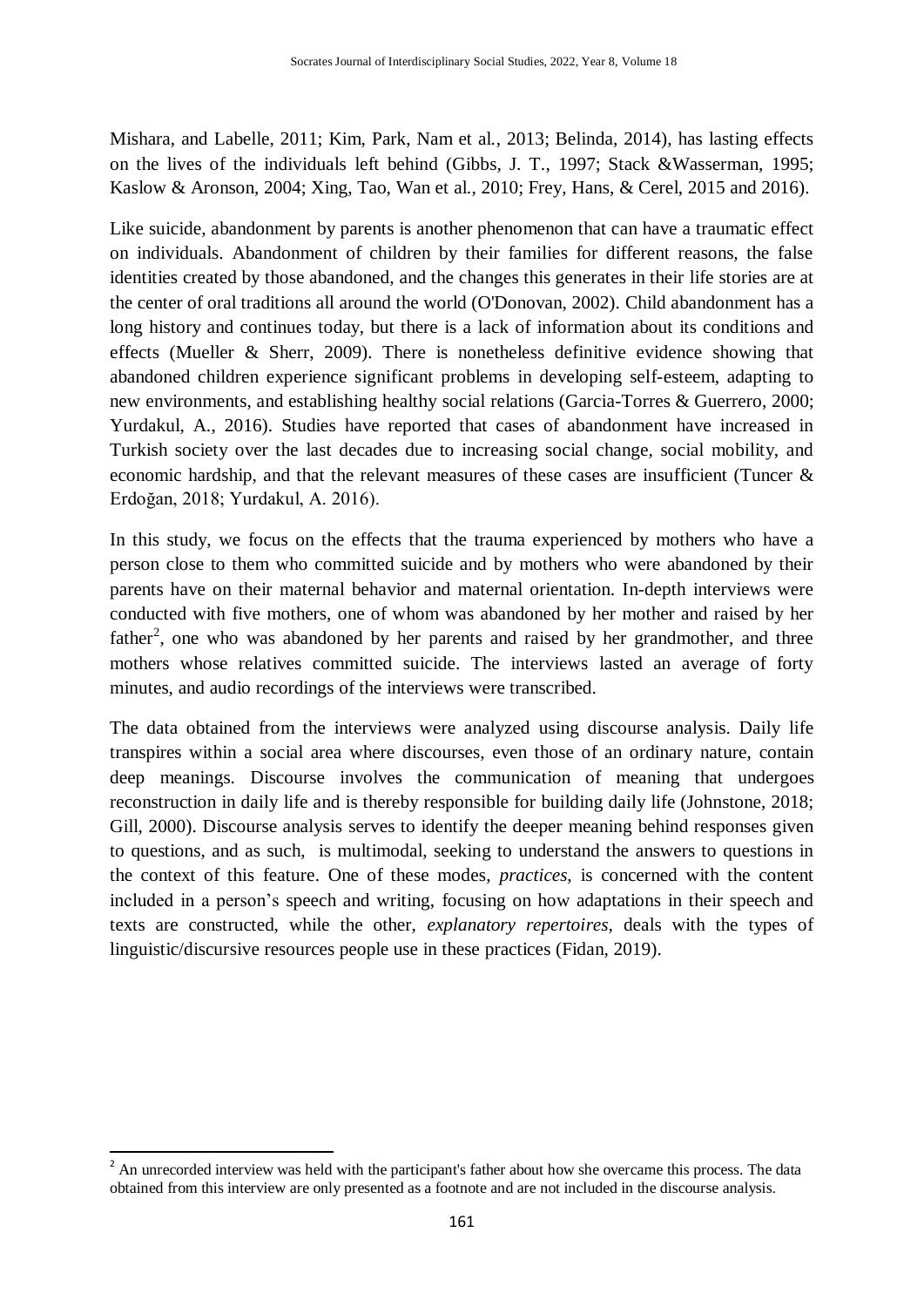Mishara, and Labelle, 2011; Kim, Park, Nam et al., 2013; Belinda, 2014), has lasting effects on the lives of the individuals left behind (Gibbs, J. T., 1997; Stack &Wasserman, 1995; Kaslow & Aronson, 2004; Xing, Tao, Wan et al., 2010; Frey, Hans, & Cerel, 2015 and 2016).

Like suicide, abandonment by parents is another phenomenon that can have a traumatic effect on individuals. Abandonment of children by their families for different reasons, the false identities created by those abandoned, and the changes this generates in their life stories are at the center of oral traditions all around the world (O'Donovan, 2002). Child abandonment has a long history and continues today, but there is a lack of information about its conditions and effects (Mueller & Sherr, 2009). There is nonetheless definitive evidence showing that abandoned children experience significant problems in developing self-esteem, adapting to new environments, and establishing healthy social relations (Garcia-Torres & Guerrero, 2000; Yurdakul, A., 2016). Studies have reported that cases of abandonment have increased in Turkish society over the last decades due to increasing social change, social mobility, and economic hardship, and that the relevant measures of these cases are insufficient (Tuncer & Erdoğan, 2018; Yurdakul, A. 2016).

In this study, we focus on the effects that the trauma experienced by mothers who have a person close to them who committed suicide and by mothers who were abandoned by their parents have on their maternal behavior and maternal orientation. In-depth interviews were conducted with five mothers, one of whom was abandoned by her mother and raised by her father[2], one who was abandoned by her parents and raised by her grandmother, and three mothers whose relatives committed suicide. The interviews lasted an average of forty minutes, and audio recordings of the interviews were transcribed.

The data obtained from the interviews were analyzed using discourse analysis. Daily life transpires within a social area where discourses, even those of an ordinary nature, contain deep meanings. Discourse involves the communication of meaning that undergoes reconstruction in daily life and is thereby responsible for building daily life (Johnstone, 2018; Gill, 2000). Discourse analysis serves to identify the deeper meaning behind responses given to questions, and as such, is multimodal, seeking to understand the answers to questions in the context of this feature. One of these modes, *practices*, is concerned with the content included in a person's speech and writing, focusing on how adaptations in their speech and texts are constructed, while the other, *explanatory repertoires*, deals with the types of linguistic/discursive resources people use in these practices (Fidan, 2019).

[2] An unrecorded interview was held with the participant's father about how she overcame this process. The data obtained from this interview are only presented as a footnote and are not included in the discourse analysis.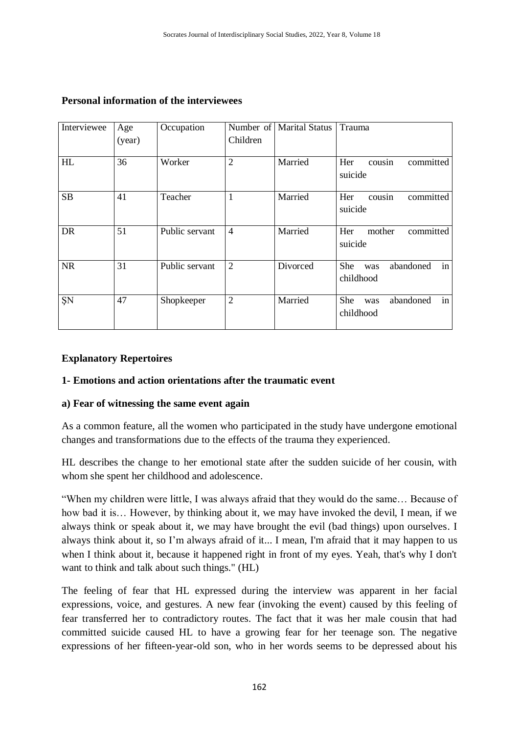**Personal information of the interviewees**

| Interviewee | Age (year) | Occupation | Number of Children | Marital Status | Trauma |
|---|---|---|---|---|---|
| HL | 36 | Worker | 2 | Married | Her cousin committed suicide |
| SB | 41 | Teacher | 1 | Married | Her cousin committed suicide |
| DR | 51 | Public servant | 4 | Married | Her mother committed suicide |
| NR | 31 | Public servant | 2 | Divorced | She was abandoned in childhood |
| ŞN | 47 | Shopkeeper | 2 | Married | She was abandoned in childhood |

**Explanatory Repertoires**

**1- Emotions and action orientations after the traumatic event**

**a) Fear of witnessing the same event again**

As a common feature, all the women who participated in the study have undergone emotional changes and transformations due to the effects of the trauma they experienced.

HL describes the change to her emotional state after the sudden suicide of her cousin, with whom she spent her childhood and adolescence.

"When my children were little, I was always afraid that they would do the same… Because of how bad it is… However, by thinking about it, we may have invoked the devil, I mean, if we always think or speak about it, we may have brought the evil (bad things) upon ourselves. I always think about it, so I'm always afraid of it... I mean, I'm afraid that it may happen to us when I think about it, because it happened right in front of my eyes. Yeah, that's why I don't want to think and talk about such things." (HL)

The feeling of fear that HL expressed during the interview was apparent in her facial expressions, voice, and gestures. A new fear (invoking the event) caused by this feeling of fear transferred her to contradictory routes. The fact that it was her male cousin that had committed suicide caused HL to have a growing fear for her teenage son. The negative expressions of her fifteen-year-old son, who in her words seems to be depressed about his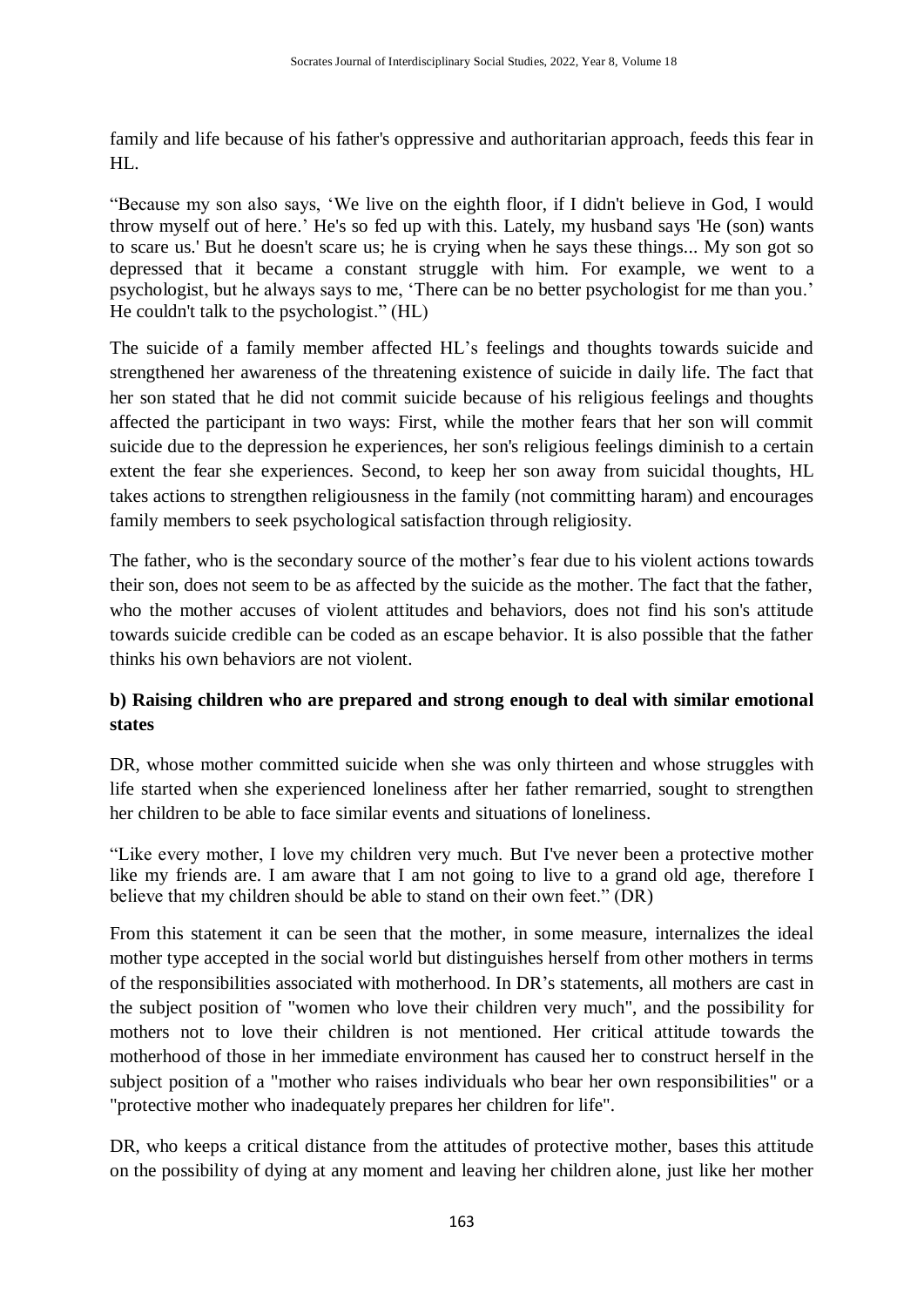family and life because of his father's oppressive and authoritarian approach, feeds this fear in HL.

"Because my son also says, 'We live on the eighth floor, if I didn't believe in God, I would throw myself out of here.' He's so fed up with this. Lately, my husband says 'He (son) wants to scare us.' But he doesn't scare us; he is crying when he says these things... My son got so depressed that it became a constant struggle with him. For example, we went to a psychologist, but he always says to me, 'There can be no better psychologist for me than you.' He couldn't talk to the psychologist." (HL)

The suicide of a family member affected HL's feelings and thoughts towards suicide and strengthened her awareness of the threatening existence of suicide in daily life. The fact that her son stated that he did not commit suicide because of his religious feelings and thoughts affected the participant in two ways: First, while the mother fears that her son will commit suicide due to the depression he experiences, her son's religious feelings diminish to a certain extent the fear she experiences. Second, to keep her son away from suicidal thoughts, HL takes actions to strengthen religiousness in the family (not committing haram) and encourages family members to seek psychological satisfaction through religiosity.

The father, who is the secondary source of the mother's fear due to his violent actions towards their son, does not seem to be as affected by the suicide as the mother. The fact that the father, who the mother accuses of violent attitudes and behaviors, does not find his son's attitude towards suicide credible can be coded as an escape behavior. It is also possible that the father thinks his own behaviors are not violent.

**b) Raising children who are prepared and strong enough to deal with similar emotional states**

DR, whose mother committed suicide when she was only thirteen and whose struggles with life started when she experienced loneliness after her father remarried, sought to strengthen her children to be able to face similar events and situations of loneliness.

"Like every mother, I love my children very much. But I've never been a protective mother like my friends are. I am aware that I am not going to live to a grand old age, therefore I believe that my children should be able to stand on their own feet." (DR)

From this statement it can be seen that the mother, in some measure, internalizes the ideal mother type accepted in the social world but distinguishes herself from other mothers in terms of the responsibilities associated with motherhood. In DR's statements, all mothers are cast in the subject position of "women who love their children very much", and the possibility for mothers not to love their children is not mentioned. Her critical attitude towards the motherhood of those in her immediate environment has caused her to construct herself in the subject position of a "mother who raises individuals who bear her own responsibilities" or a "protective mother who inadequately prepares her children for life".

DR, who keeps a critical distance from the attitudes of protective mother, bases this attitude on the possibility of dying at any moment and leaving her children alone, just like her mother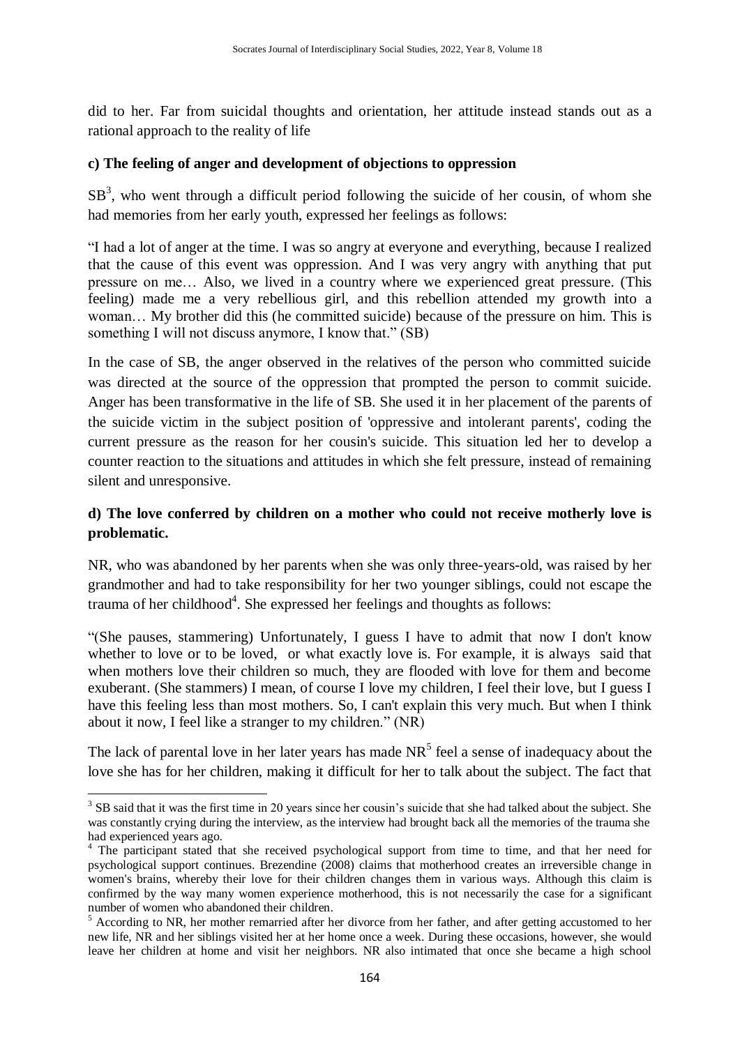did to her. Far from suicidal thoughts and orientation, her attitude instead stands out as a rational approach to the reality of life

**c) The feeling of anger and development of objections to oppression**

SB[3], who went through a difficult period following the suicide of her cousin, of whom she had memories from her early youth, expressed her feelings as follows:

"I had a lot of anger at the time. I was so angry at everyone and everything, because I realized that the cause of this event was oppression. And I was very angry with anything that put pressure on me… Also, we lived in a country where we experienced great pressure. (This feeling) made me a very rebellious girl, and this rebellion attended my growth into a woman… My brother did this (he committed suicide) because of the pressure on him. This is something I will not discuss anymore, I know that." (SB)

In the case of SB, the anger observed in the relatives of the person who committed suicide was directed at the source of the oppression that prompted the person to commit suicide. Anger has been transformative in the life of SB. She used it in her placement of the parents of the suicide victim in the subject position of 'oppressive and intolerant parents', coding the current pressure as the reason for her cousin's suicide. This situation led her to develop a counter reaction to the situations and attitudes in which she felt pressure, instead of remaining silent and unresponsive.

**d) The love conferred by children on a mother who could not receive motherly love is problematic.**

NR, who was abandoned by her parents when she was only three-years-old, was raised by her grandmother and had to take responsibility for her two younger siblings, could not escape the trauma of her childhood[4]. She expressed her feelings and thoughts as follows:

"(She pauses, stammering) Unfortunately, I guess I have to admit that now I don't know whether to love or to be loved, or what exactly love is. For example, it is always said that when mothers love their children so much, they are flooded with love for them and become exuberant. (She stammers) I mean, of course I love my children, I feel their love, but I guess I have this feeling less than most mothers. So, I can't explain this very much. But when I think about it now, I feel like a stranger to my children." (NR)

The lack of parental love in her later years has made NR[5] feel a sense of inadequacy about the love she has for her children, making it difficult for her to talk about the subject. The fact that

---

[3] SB said that it was the first time in 20 years since her cousin's suicide that she had talked about the subject. She was constantly crying during the interview, as the interview had brought back all the memories of the trauma she had experienced years ago.

[4] The participant stated that she received psychological support from time to time, and that her need for psychological support continues. Brezendine (2008) claims that motherhood creates an irreversible change in women's brains, whereby their love for their children changes them in various ways. Although this claim is confirmed by the way many women experience motherhood, this is not necessarily the case for a significant number of women who abandoned their children.

[5] According to NR, her mother remarried after her divorce from her father, and after getting accustomed to her new life, NR and her siblings visited her at her home once a week. During these occasions, however, she would leave her children at home and visit her neighbors. NR also intimated that once she became a high school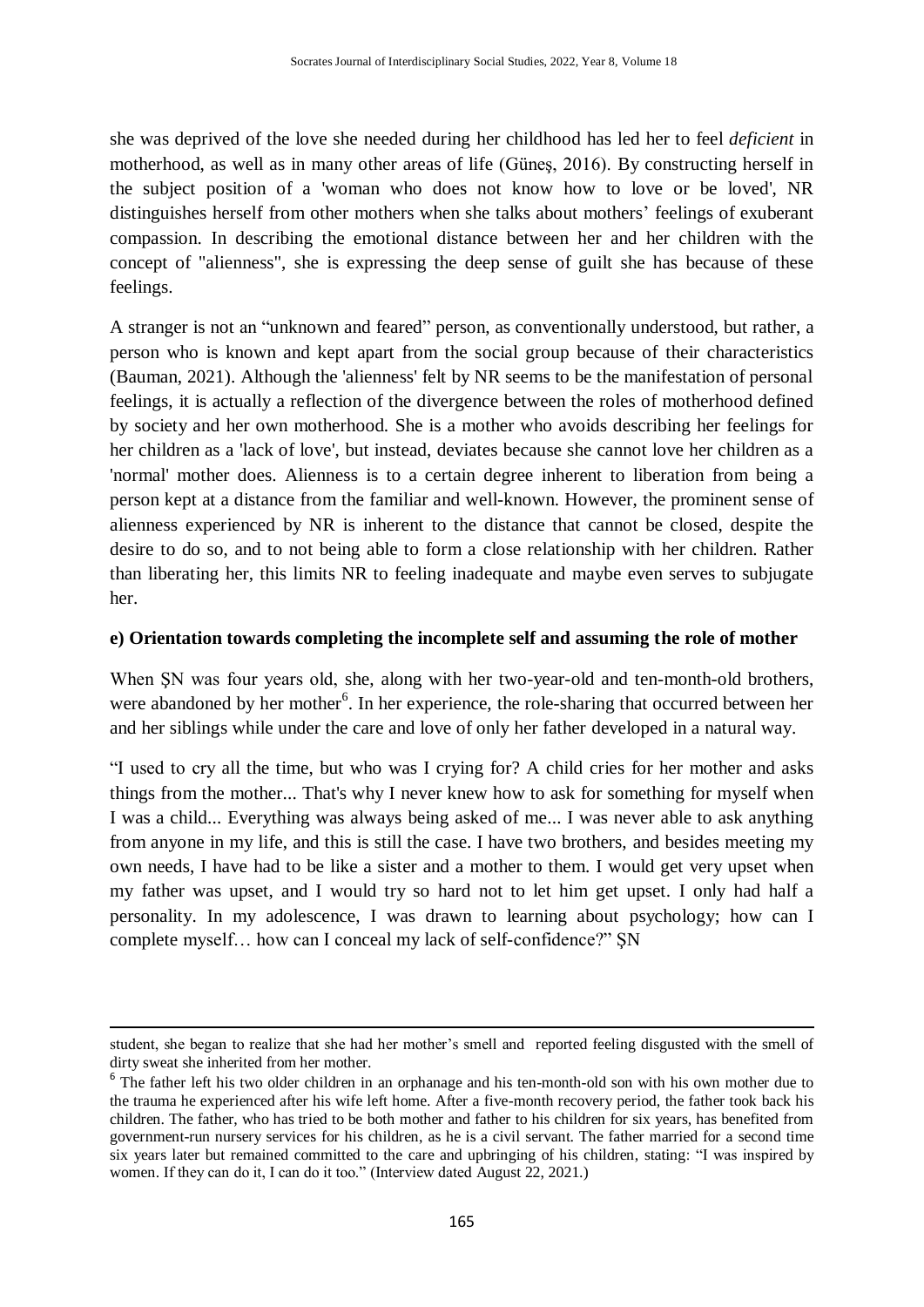she was deprived of the love she needed during her childhood has led her to feel *deficient* in motherhood, as well as in many other areas of life (Güneş, 2016). By constructing herself in the subject position of a 'woman who does not know how to love or be loved', NR distinguishes herself from other mothers when she talks about mothers' feelings of exuberant compassion. In describing the emotional distance between her and her children with the concept of "alienness", she is expressing the deep sense of guilt she has because of these feelings.

A stranger is not an "unknown and feared" person, as conventionally understood, but rather, a person who is known and kept apart from the social group because of their characteristics (Bauman, 2021). Although the 'alienness' felt by NR seems to be the manifestation of personal feelings, it is actually a reflection of the divergence between the roles of motherhood defined by society and her own motherhood. She is a mother who avoids describing her feelings for her children as a 'lack of love', but instead, deviates because she cannot love her children as a 'normal' mother does. Alienness is to a certain degree inherent to liberation from being a person kept at a distance from the familiar and well-known. However, the prominent sense of alienness experienced by NR is inherent to the distance that cannot be closed, despite the desire to do so, and to not being able to form a close relationship with her children. Rather than liberating her, this limits NR to feeling inadequate and maybe even serves to subjugate her.

**e) Orientation towards completing the incomplete self and assuming the role of mother**

When ŞN was four years old, she, along with her two-year-old and ten-month-old brothers, were abandoned by her mother[6]. In her experience, the role-sharing that occurred between her and her siblings while under the care and love of only her father developed in a natural way.

"I used to cry all the time, but who was I crying for? A child cries for her mother and asks things from the mother... That's why I never knew how to ask for something for myself when I was a child... Everything was always being asked of me... I was never able to ask anything from anyone in my life, and this is still the case. I have two brothers, and besides meeting my own needs, I have had to be like a sister and a mother to them. I would get very upset when my father was upset, and I would try so hard not to let him get upset. I only had half a personality. In my adolescence, I was drawn to learning about psychology; how can I complete myself… how can I conceal my lack of self-confidence?" ŞN

---

student, she began to realize that she had her mother's smell and reported feeling disgusted with the smell of dirty sweat she inherited from her mother.

[6] The father left his two older children in an orphanage and his ten-month-old son with his own mother due to the trauma he experienced after his wife left home. After a five-month recovery period, the father took back his children. The father, who has tried to be both mother and father to his children for six years, has benefited from government-run nursery services for his children, as he is a civil servant. The father married for a second time six years later but remained committed to the care and upbringing of his children, stating: "I was inspired by women. If they can do it, I can do it too." (Interview dated August 22, 2021.)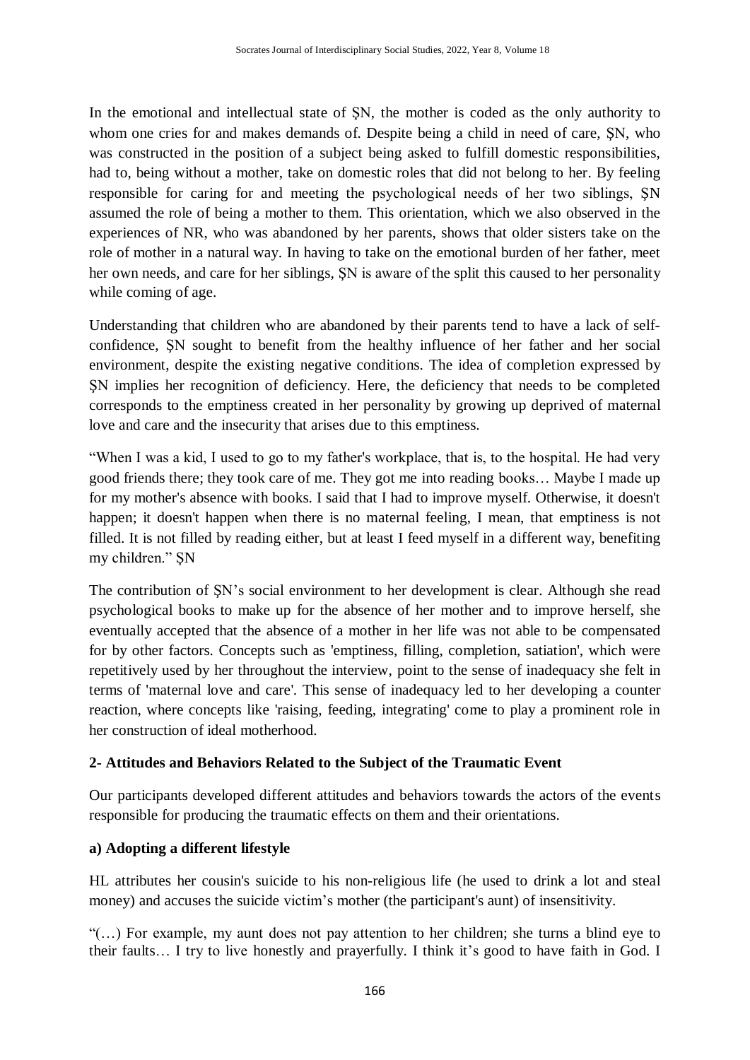In the emotional and intellectual state of ŞN, the mother is coded as the only authority to whom one cries for and makes demands of. Despite being a child in need of care, ŞN, who was constructed in the position of a subject being asked to fulfill domestic responsibilities, had to, being without a mother, take on domestic roles that did not belong to her. By feeling responsible for caring for and meeting the psychological needs of her two siblings, ŞN assumed the role of being a mother to them. This orientation, which we also observed in the experiences of NR, who was abandoned by her parents, shows that older sisters take on the role of mother in a natural way. In having to take on the emotional burden of her father, meet her own needs, and care for her siblings, ŞN is aware of the split this caused to her personality while coming of age.

Understanding that children who are abandoned by their parents tend to have a lack of self-confidence, ŞN sought to benefit from the healthy influence of her father and her social environment, despite the existing negative conditions. The idea of completion expressed by ŞN implies her recognition of deficiency. Here, the deficiency that needs to be completed corresponds to the emptiness created in her personality by growing up deprived of maternal love and care and the insecurity that arises due to this emptiness.

"When I was a kid, I used to go to my father's workplace, that is, to the hospital. He had very good friends there; they took care of me. They got me into reading books… Maybe I made up for my mother's absence with books. I said that I had to improve myself. Otherwise, it doesn't happen; it doesn't happen when there is no maternal feeling, I mean, that emptiness is not filled. It is not filled by reading either, but at least I feed myself in a different way, benefiting my children." ŞN

The contribution of ŞN's social environment to her development is clear. Although she read psychological books to make up for the absence of her mother and to improve herself, she eventually accepted that the absence of a mother in her life was not able to be compensated for by other factors. Concepts such as 'emptiness, filling, completion, satiation', which were repetitively used by her throughout the interview, point to the sense of inadequacy she felt in terms of 'maternal love and care'. This sense of inadequacy led to her developing a counter reaction, where concepts like 'raising, feeding, integrating' come to play a prominent role in her construction of ideal motherhood.

### 2- Attitudes and Behaviors Related to the Subject of the Traumatic Event

Our participants developed different attitudes and behaviors towards the actors of the events responsible for producing the traumatic effects on them and their orientations.

#### a) Adopting a different lifestyle

HL attributes her cousin's suicide to his non-religious life (he used to drink a lot and steal money) and accuses the suicide victim's mother (the participant's aunt) of insensitivity.

"(…) For example, my aunt does not pay attention to her children; she turns a blind eye to their faults… I try to live honestly and prayerfully. I think it's good to have faith in God. I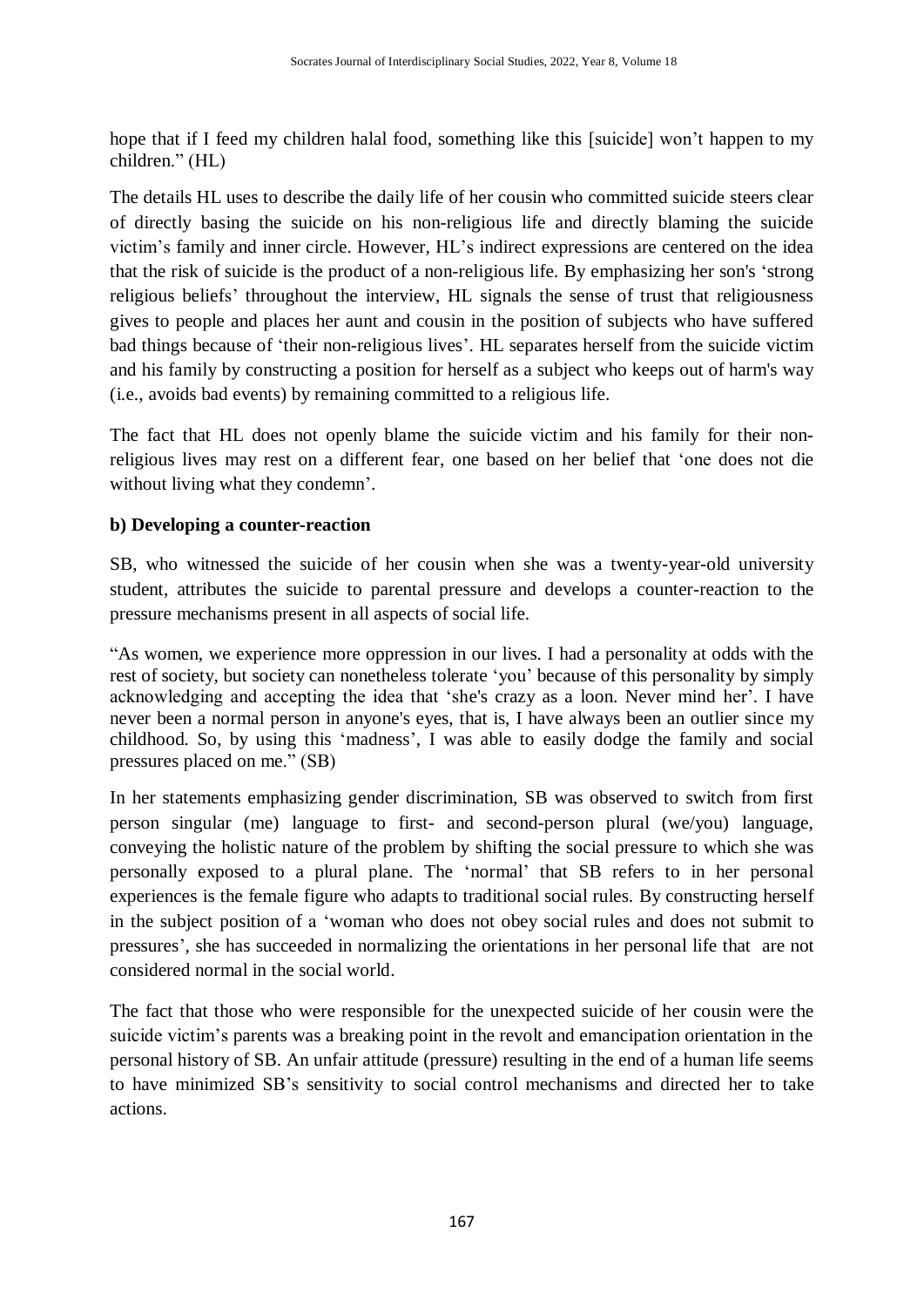hope that if I feed my children halal food, something like this [suicide] won't happen to my children." (HL)

The details HL uses to describe the daily life of her cousin who committed suicide steers clear of directly basing the suicide on his non-religious life and directly blaming the suicide victim's family and inner circle. However, HL's indirect expressions are centered on the idea that the risk of suicide is the product of a non-religious life. By emphasizing her son's 'strong religious beliefs' throughout the interview, HL signals the sense of trust that religiousness gives to people and places her aunt and cousin in the position of subjects who have suffered bad things because of 'their non-religious lives'. HL separates herself from the suicide victim and his family by constructing a position for herself as a subject who keeps out of harm's way (i.e., avoids bad events) by remaining committed to a religious life.

The fact that HL does not openly blame the suicide victim and his family for their non-religious lives may rest on a different fear, one based on her belief that 'one does not die without living what they condemn'.

**b) Developing a counter-reaction**

SB, who witnessed the suicide of her cousin when she was a twenty-year-old university student, attributes the suicide to parental pressure and develops a counter-reaction to the pressure mechanisms present in all aspects of social life.

"As women, we experience more oppression in our lives. I had a personality at odds with the rest of society, but society can nonetheless tolerate 'you' because of this personality by simply acknowledging and accepting the idea that 'she's crazy as a loon. Never mind her'. I have never been a normal person in anyone's eyes, that is, I have always been an outlier since my childhood. So, by using this 'madness', I was able to easily dodge the family and social pressures placed on me." (SB)

In her statements emphasizing gender discrimination, SB was observed to switch from first person singular (me) language to first- and second-person plural (we/you) language, conveying the holistic nature of the problem by shifting the social pressure to which she was personally exposed to a plural plane. The 'normal' that SB refers to in her personal experiences is the female figure who adapts to traditional social rules. By constructing herself in the subject position of a 'woman who does not obey social rules and does not submit to pressures', she has succeeded in normalizing the orientations in her personal life that are not considered normal in the social world.

The fact that those who were responsible for the unexpected suicide of her cousin were the suicide victim's parents was a breaking point in the revolt and emancipation orientation in the personal history of SB. An unfair attitude (pressure) resulting in the end of a human life seems to have minimized SB's sensitivity to social control mechanisms and directed her to take actions.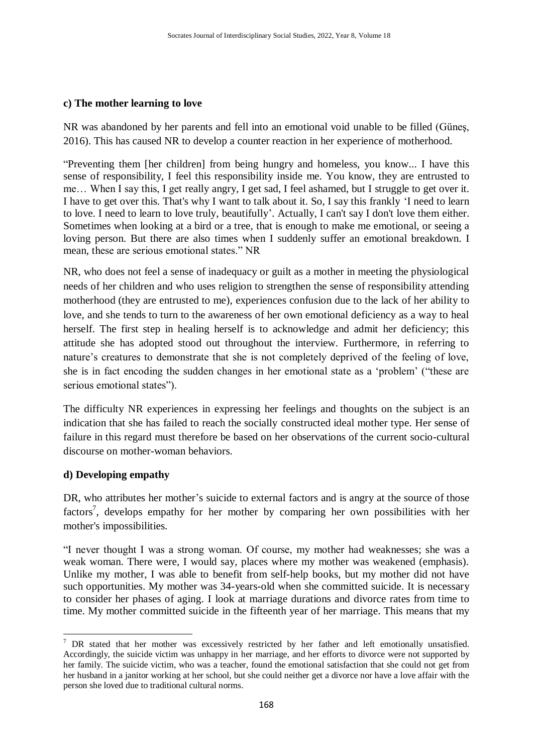**c) The mother learning to love**

NR was abandoned by her parents and fell into an emotional void unable to be filled (Güneș, 2016). This has caused NR to develop a counter reaction in her experience of motherhood.

"Preventing them [her children] from being hungry and homeless, you know... I have this sense of responsibility, I feel this responsibility inside me. You know, they are entrusted to me… When I say this, I get really angry, I get sad, I feel ashamed, but I struggle to get over it. I have to get over this. That's why I want to talk about it. So, I say this frankly 'I need to learn to love. I need to learn to love truly, beautifully'. Actually, I can't say I don't love them either. Sometimes when looking at a bird or a tree, that is enough to make me emotional, or seeing a loving person. But there are also times when I suddenly suffer an emotional breakdown. I mean, these are serious emotional states." NR

NR, who does not feel a sense of inadequacy or guilt as a mother in meeting the physiological needs of her children and who uses religion to strengthen the sense of responsibility attending motherhood (they are entrusted to me), experiences confusion due to the lack of her ability to love, and she tends to turn to the awareness of her own emotional deficiency as a way to heal herself. The first step in healing herself is to acknowledge and admit her deficiency; this attitude she has adopted stood out throughout the interview. Furthermore, in referring to nature's creatures to demonstrate that she is not completely deprived of the feeling of love, she is in fact encoding the sudden changes in her emotional state as a 'problem' ("these are serious emotional states").

The difficulty NR experiences in expressing her feelings and thoughts on the subject is an indication that she has failed to reach the socially constructed ideal mother type. Her sense of failure in this regard must therefore be based on her observations of the current socio-cultural discourse on mother-woman behaviors.

**d) Developing empathy**

DR, who attributes her mother's suicide to external factors and is angry at the source of those factors[7], develops empathy for her mother by comparing her own possibilities with her mother's impossibilities.

"I never thought I was a strong woman. Of course, my mother had weaknesses; she was a weak woman. There were, I would say, places where my mother was weakened (emphasis). Unlike my mother, I was able to benefit from self-help books, but my mother did not have such opportunities. My mother was 34-years-old when she committed suicide. It is necessary to consider her phases of aging. I look at marriage durations and divorce rates from time to time. My mother committed suicide in the fifteenth year of her marriage. This means that my

[7] DR stated that her mother was excessively restricted by her father and left emotionally unsatisfied. Accordingly, the suicide victim was unhappy in her marriage, and her efforts to divorce were not supported by her family. The suicide victim, who was a teacher, found the emotional satisfaction that she could not get from her husband in a janitor working at her school, but she could neither get a divorce nor have a love affair with the person she loved due to traditional cultural norms.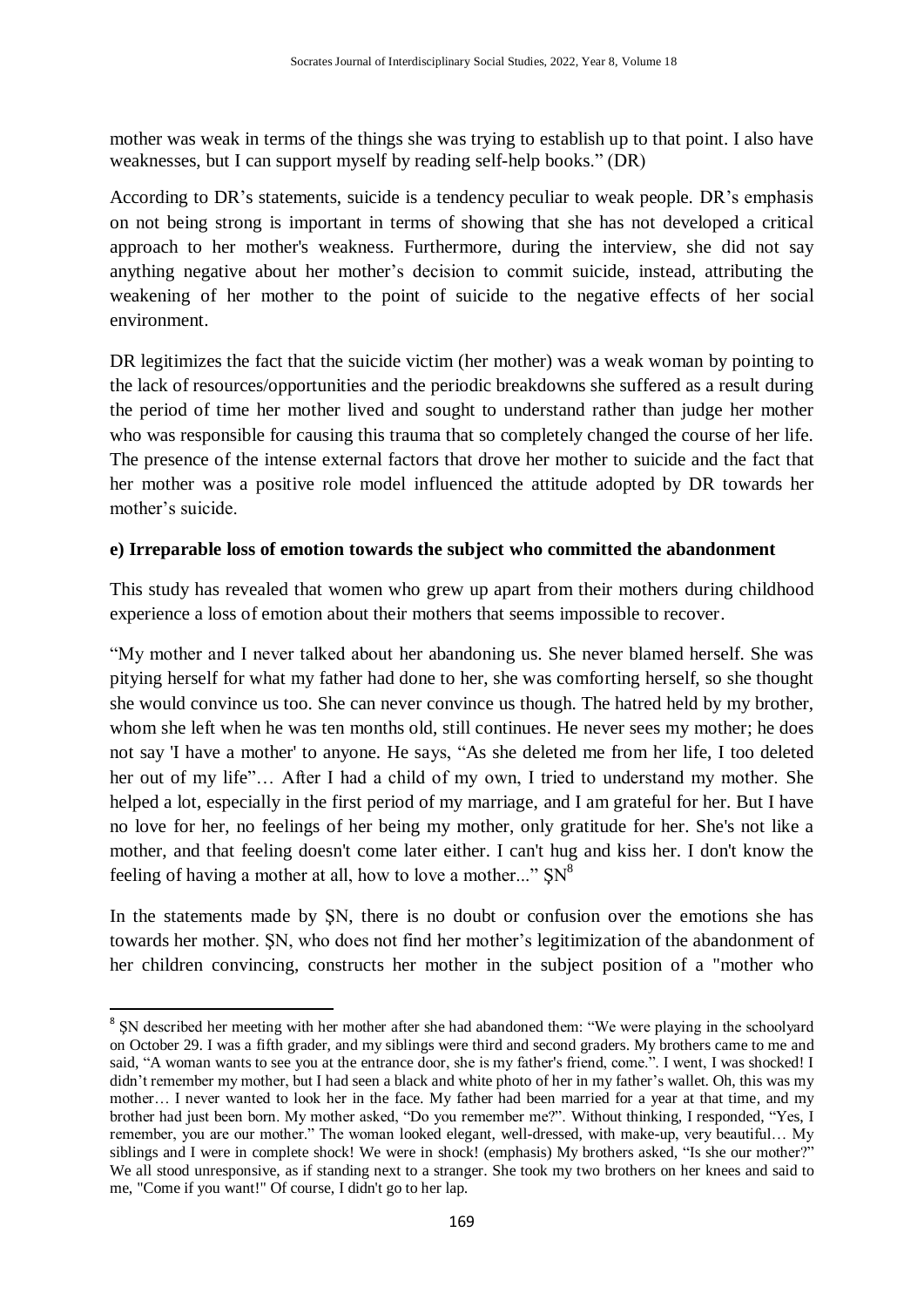mother was weak in terms of the things she was trying to establish up to that point. I also have weaknesses, but I can support myself by reading self-help books." (DR)

According to DR's statements, suicide is a tendency peculiar to weak people. DR's emphasis on not being strong is important in terms of showing that she has not developed a critical approach to her mother's weakness. Furthermore, during the interview, she did not say anything negative about her mother's decision to commit suicide, instead, attributing the weakening of her mother to the point of suicide to the negative effects of her social environment.

DR legitimizes the fact that the suicide victim (her mother) was a weak woman by pointing to the lack of resources/opportunities and the periodic breakdowns she suffered as a result during the period of time her mother lived and sought to understand rather than judge her mother who was responsible for causing this trauma that so completely changed the course of her life. The presence of the intense external factors that drove her mother to suicide and the fact that her mother was a positive role model influenced the attitude adopted by DR towards her mother's suicide.

**e) Irreparable loss of emotion towards the subject who committed the abandonment**

This study has revealed that women who grew up apart from their mothers during childhood experience a loss of emotion about their mothers that seems impossible to recover.

"My mother and I never talked about her abandoning us. She never blamed herself. She was pitying herself for what my father had done to her, she was comforting herself, so she thought she would convince us too. She can never convince us though. The hatred held by my brother, whom she left when he was ten months old, still continues. He never sees my mother; he does not say 'I have a mother' to anyone. He says, "As she deleted me from her life, I too deleted her out of my life"… After I had a child of my own, I tried to understand my mother. She helped a lot, especially in the first period of my marriage, and I am grateful for her. But I have no love for her, no feelings of her being my mother, only gratitude for her. She's not like a mother, and that feeling doesn't come later either. I can't hug and kiss her. I don't know the feeling of having a mother at all, how to love a mother..." ŞN[8]

In the statements made by ŞN, there is no doubt or confusion over the emotions she has towards her mother. ŞN, who does not find her mother's legitimization of the abandonment of her children convincing, constructs her mother in the subject position of a "mother who

---

[8] ŞN described her meeting with her mother after she had abandoned them: "We were playing in the schoolyard on October 29. I was a fifth grader, and my siblings were third and second graders. My brothers came to me and said, "A woman wants to see you at the entrance door, she is my father's friend, come.". I went, I was shocked! I didn't remember my mother, but I had seen a black and white photo of her in my father's wallet. Oh, this was my mother… I never wanted to look her in the face. My father had been married for a year at that time, and my brother had just been born. My mother asked, "Do you remember me?". Without thinking, I responded, "Yes, I remember, you are our mother." The woman looked elegant, well-dressed, with make-up, very beautiful… My siblings and I were in complete shock! We were in shock! (emphasis) My brothers asked, "Is she our mother?" We all stood unresponsive, as if standing next to a stranger. She took my two brothers on her knees and said to me, "Come if you want!" Of course, I didn't go to her lap.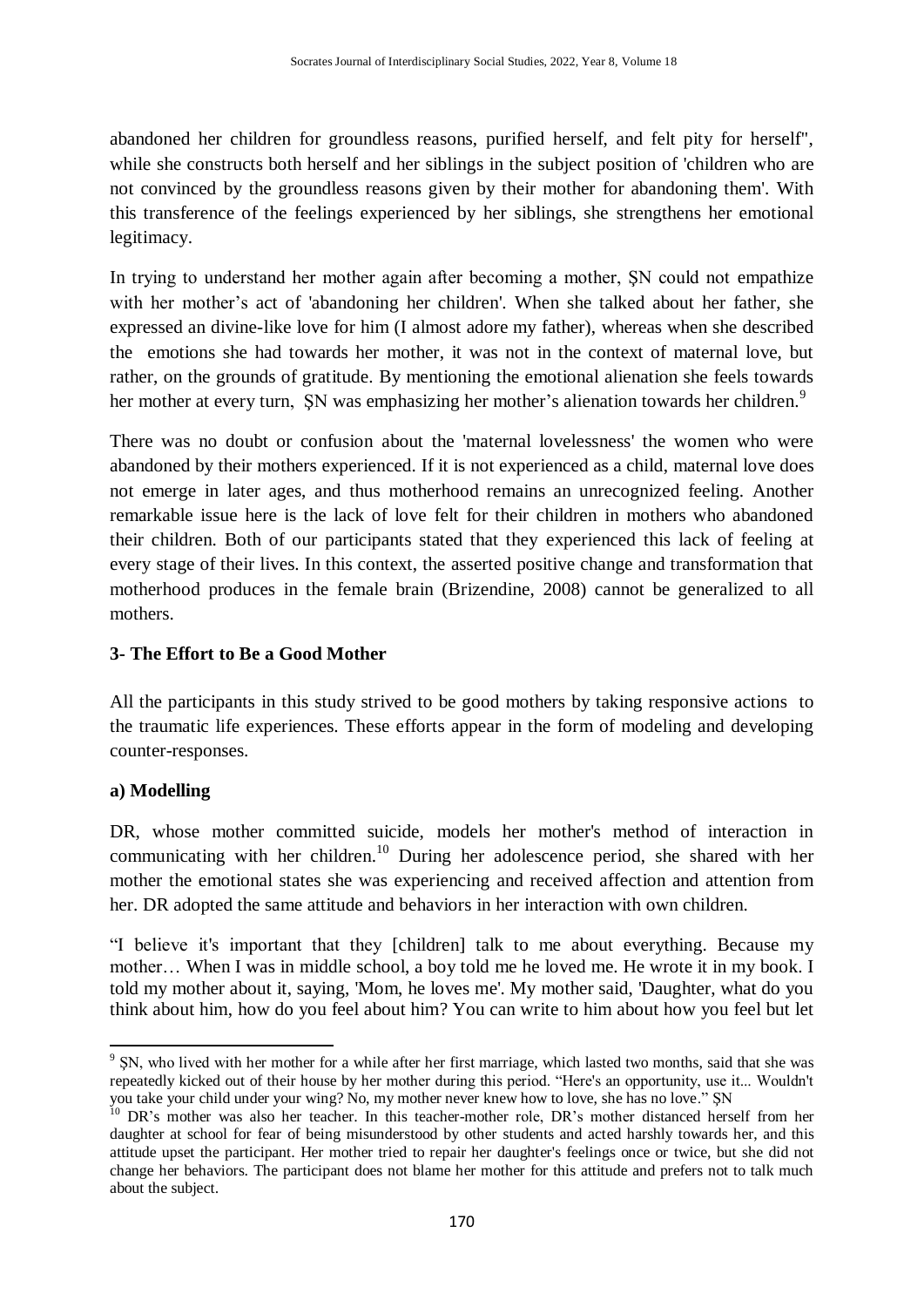abandoned her children for groundless reasons, purified herself, and felt pity for herself", while she constructs both herself and her siblings in the subject position of 'children who are not convinced by the groundless reasons given by their mother for abandoning them'. With this transference of the feelings experienced by her siblings, she strengthens her emotional legitimacy.

In trying to understand her mother again after becoming a mother, ŞN could not empathize with her mother's act of 'abandoning her children'. When she talked about her father, she expressed an divine-like love for him (I almost adore my father), whereas when she described the emotions she had towards her mother, it was not in the context of maternal love, but rather, on the grounds of gratitude. By mentioning the emotional alienation she feels towards her mother at every turn, ŞN was emphasizing her mother's alienation towards her children.[9]

There was no doubt or confusion about the 'maternal lovelessness' the women who were abandoned by their mothers experienced. If it is not experienced as a child, maternal love does not emerge in later ages, and thus motherhood remains an unrecognized feeling. Another remarkable issue here is the lack of love felt for their children in mothers who abandoned their children. Both of our participants stated that they experienced this lack of feeling at every stage of their lives. In this context, the asserted positive change and transformation that motherhood produces in the female brain (Brizendine, 2008) cannot be generalized to all mothers.

### 3- The Effort to Be a Good Mother

All the participants in this study strived to be good mothers by taking responsive actions to the traumatic life experiences. These efforts appear in the form of modeling and developing counter-responses.

#### a) Modelling

DR, whose mother committed suicide, models her mother's method of interaction in communicating with her children.[10] During her adolescence period, she shared with her mother the emotional states she was experiencing and received affection and attention from her. DR adopted the same attitude and behaviors in her interaction with own children.

"I believe it's important that they [children] talk to me about everything. Because my mother… When I was in middle school, a boy told me he loved me. He wrote it in my book. I told my mother about it, saying, 'Mom, he loves me'. My mother said, 'Daughter, what do you think about him, how do you feel about him? You can write to him about how you feel but let

---

[9] ŞN, who lived with her mother for a while after her first marriage, which lasted two months, said that she was repeatedly kicked out of their house by her mother during this period. "Here's an opportunity, use it... Wouldn't you take your child under your wing? No, my mother never knew how to love, she has no love." ŞN

[10] DR's mother was also her teacher. In this teacher-mother role, DR's mother distanced herself from her daughter at school for fear of being misunderstood by other students and acted harshly towards her, and this attitude upset the participant. Her mother tried to repair her daughter's feelings once or twice, but she did not change her behaviors. The participant does not blame her mother for this attitude and prefers not to talk much about the subject.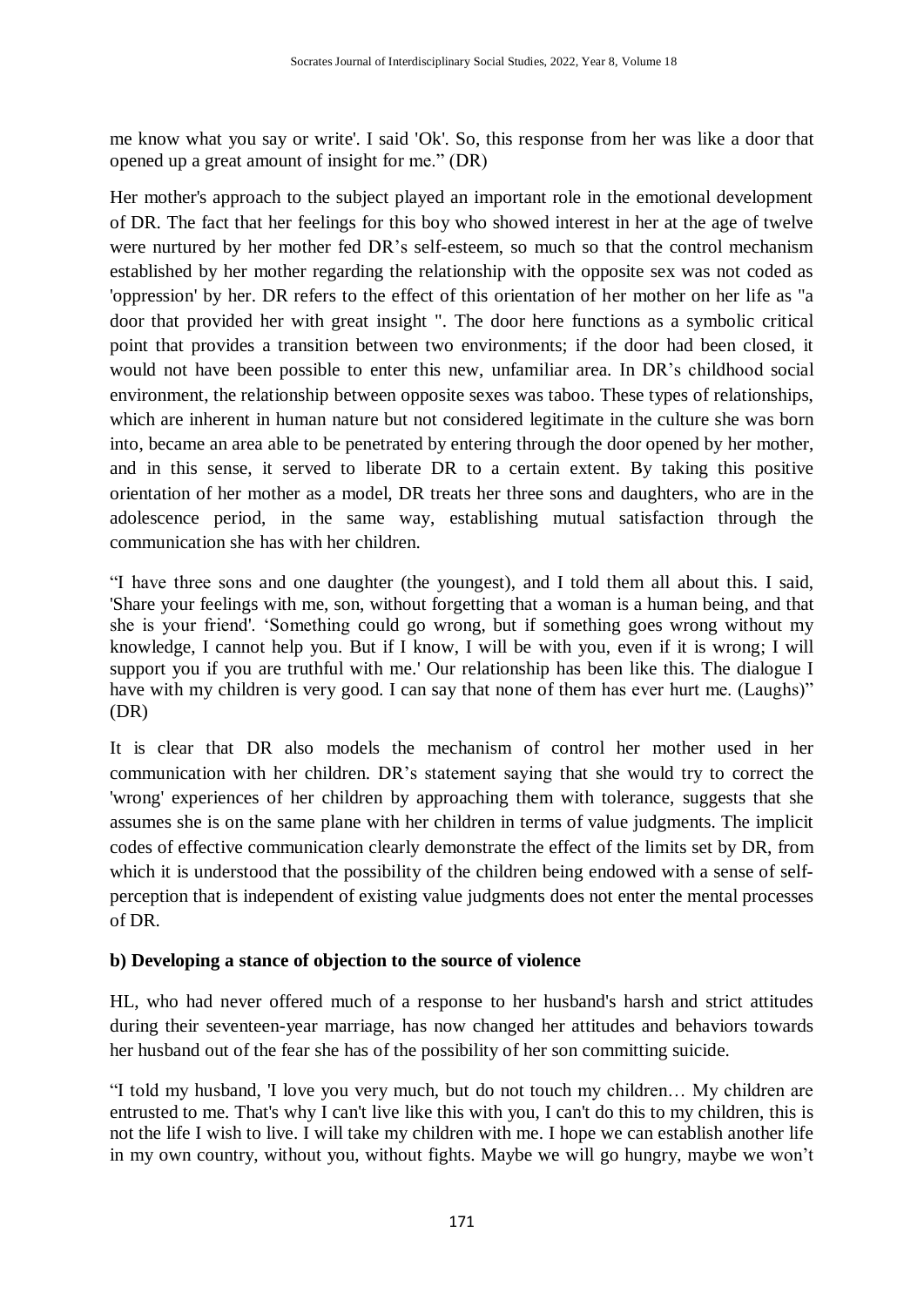me know what you say or write'. I said 'Ok'. So, this response from her was like a door that opened up a great amount of insight for me." (DR)

Her mother's approach to the subject played an important role in the emotional development of DR. The fact that her feelings for this boy who showed interest in her at the age of twelve were nurtured by her mother fed DR's self-esteem, so much so that the control mechanism established by her mother regarding the relationship with the opposite sex was not coded as 'oppression' by her. DR refers to the effect of this orientation of her mother on her life as "a door that provided her with great insight ". The door here functions as a symbolic critical point that provides a transition between two environments; if the door had been closed, it would not have been possible to enter this new, unfamiliar area. In DR's childhood social environment, the relationship between opposite sexes was taboo. These types of relationships, which are inherent in human nature but not considered legitimate in the culture she was born into, became an area able to be penetrated by entering through the door opened by her mother, and in this sense, it served to liberate DR to a certain extent. By taking this positive orientation of her mother as a model, DR treats her three sons and daughters, who are in the adolescence period, in the same way, establishing mutual satisfaction through the communication she has with her children.

"I have three sons and one daughter (the youngest), and I told them all about this. I said, 'Share your feelings with me, son, without forgetting that a woman is a human being, and that she is your friend'. 'Something could go wrong, but if something goes wrong without my knowledge, I cannot help you. But if I know, I will be with you, even if it is wrong; I will support you if you are truthful with me.' Our relationship has been like this. The dialogue I have with my children is very good. I can say that none of them has ever hurt me. (Laughs)" (DR)

It is clear that DR also models the mechanism of control her mother used in her communication with her children. DR's statement saying that she would try to correct the 'wrong' experiences of her children by approaching them with tolerance, suggests that she assumes she is on the same plane with her children in terms of value judgments. The implicit codes of effective communication clearly demonstrate the effect of the limits set by DR, from which it is understood that the possibility of the children being endowed with a sense of self-perception that is independent of existing value judgments does not enter the mental processes of DR.

**b) Developing a stance of objection to the source of violence**

HL, who had never offered much of a response to her husband's harsh and strict attitudes during their seventeen-year marriage, has now changed her attitudes and behaviors towards her husband out of the fear she has of the possibility of her son committing suicide.

"I told my husband, 'I love you very much, but do not touch my children… My children are entrusted to me. That's why I can't live like this with you, I can't do this to my children, this is not the life I wish to live. I will take my children with me. I hope we can establish another life in my own country, without you, without fights. Maybe we will go hungry, maybe we won't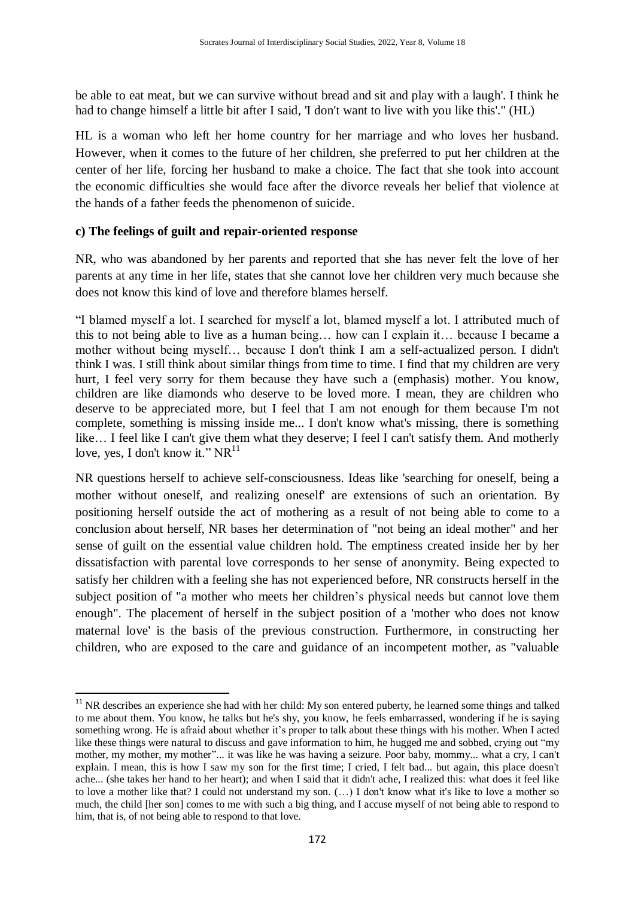be able to eat meat, but we can survive without bread and sit and play with a laugh'. I think he had to change himself a little bit after I said, 'I don't want to live with you like this'." (HL)

HL is a woman who left her home country for her marriage and who loves her husband. However, when it comes to the future of her children, she preferred to put her children at the center of her life, forcing her husband to make a choice. The fact that she took into account the economic difficulties she would face after the divorce reveals her belief that violence at the hands of a father feeds the phenomenon of suicide.

**c) The feelings of guilt and repair-oriented response**

NR, who was abandoned by her parents and reported that she has never felt the love of her parents at any time in her life, states that she cannot love her children very much because she does not know this kind of love and therefore blames herself.

"I blamed myself a lot. I searched for myself a lot, blamed myself a lot. I attributed much of this to not being able to live as a human being… how can I explain it… because I became a mother without being myself… because I don't think I am a self-actualized person. I didn't think I was. I still think about similar things from time to time. I find that my children are very hurt, I feel very sorry for them because they have such a (emphasis) mother. You know, children are like diamonds who deserve to be loved more. I mean, they are children who deserve to be appreciated more, but I feel that I am not enough for them because I'm not complete, something is missing inside me... I don't know what's missing, there is something like… I feel like I can't give them what they deserve; I feel I can't satisfy them. And motherly love, yes, I don't know it." NR[11]

NR questions herself to achieve self-consciousness. Ideas like 'searching for oneself, being a mother without oneself, and realizing oneself' are extensions of such an orientation. By positioning herself outside the act of mothering as a result of not being able to come to a conclusion about herself, NR bases her determination of "not being an ideal mother" and her sense of guilt on the essential value children hold. The emptiness created inside her by her dissatisfaction with parental love corresponds to her sense of anonymity. Being expected to satisfy her children with a feeling she has not experienced before, NR constructs herself in the subject position of "a mother who meets her children's physical needs but cannot love them enough". The placement of herself in the subject position of a 'mother who does not know maternal love' is the basis of the previous construction. Furthermore, in constructing her children, who are exposed to the care and guidance of an incompetent mother, as "valuable

---

[11] NR describes an experience she had with her child: My son entered puberty, he learned some things and talked to me about them. You know, he talks but he's shy, you know, he feels embarrassed, wondering if he is saying something wrong. He is afraid about whether it's proper to talk about these things with his mother. When I acted like these things were natural to discuss and gave information to him, he hugged me and sobbed, crying out "my mother, my mother, my mother"... it was like he was having a seizure. Poor baby, mommy... what a cry, I can't explain. I mean, this is how I saw my son for the first time; I cried, I felt bad... but again, this place doesn't ache... (she takes her hand to her heart); and when I said that it didn't ache, I realized this: what does it feel like to love a mother like that? I could not understand my son. (…) I don't know what it's like to love a mother so much, the child [her son] comes to me with such a big thing, and I accuse myself of not being able to respond to him, that is, of not being able to respond to that love.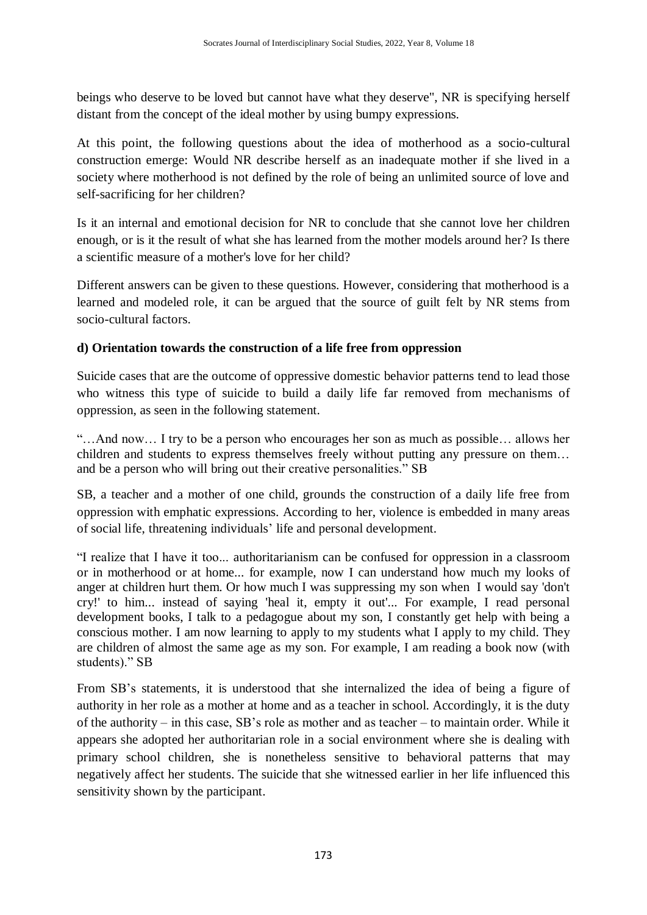beings who deserve to be loved but cannot have what they deserve", NR is specifying herself distant from the concept of the ideal mother by using bumpy expressions.

At this point, the following questions about the idea of motherhood as a socio-cultural construction emerge: Would NR describe herself as an inadequate mother if she lived in a society where motherhood is not defined by the role of being an unlimited source of love and self-sacrificing for her children?

Is it an internal and emotional decision for NR to conclude that she cannot love her children enough, or is it the result of what she has learned from the mother models around her? Is there a scientific measure of a mother's love for her child?

Different answers can be given to these questions. However, considering that motherhood is a learned and modeled role, it can be argued that the source of guilt felt by NR stems from socio-cultural factors.

**d) Orientation towards the construction of a life free from oppression**

Suicide cases that are the outcome of oppressive domestic behavior patterns tend to lead those who witness this type of suicide to build a daily life far removed from mechanisms of oppression, as seen in the following statement.

"…And now… I try to be a person who encourages her son as much as possible… allows her children and students to express themselves freely without putting any pressure on them… and be a person who will bring out their creative personalities." SB

SB, a teacher and a mother of one child, grounds the construction of a daily life free from oppression with emphatic expressions. According to her, violence is embedded in many areas of social life, threatening individuals' life and personal development.

"I realize that I have it too... authoritarianism can be confused for oppression in a classroom or in motherhood or at home... for example, now I can understand how much my looks of anger at children hurt them. Or how much I was suppressing my son when I would say 'don't cry!' to him... instead of saying 'heal it, empty it out'... For example, I read personal development books, I talk to a pedagogue about my son, I constantly get help with being a conscious mother. I am now learning to apply to my students what I apply to my child. They are children of almost the same age as my son. For example, I am reading a book now (with students)." SB

From SB's statements, it is understood that she internalized the idea of being a figure of authority in her role as a mother at home and as a teacher in school. Accordingly, it is the duty of the authority – in this case, SB's role as mother and as teacher – to maintain order. While it appears she adopted her authoritarian role in a social environment where she is dealing with primary school children, she is nonetheless sensitive to behavioral patterns that may negatively affect her students. The suicide that she witnessed earlier in her life influenced this sensitivity shown by the participant.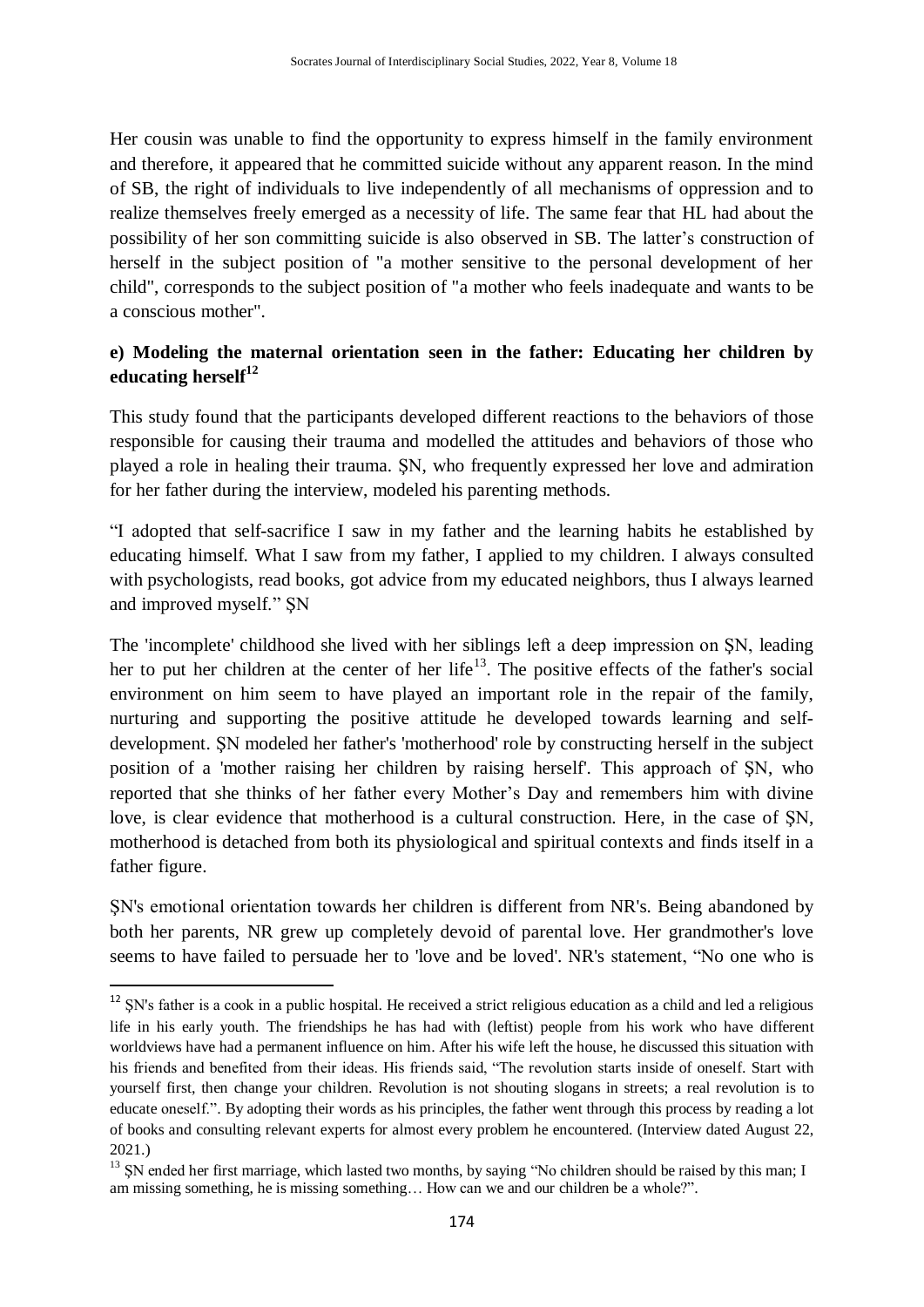Her cousin was unable to find the opportunity to express himself in the family environment and therefore, it appeared that he committed suicide without any apparent reason. In the mind of SB, the right of individuals to live independently of all mechanisms of oppression and to realize themselves freely emerged as a necessity of life. The same fear that HL had about the possibility of her son committing suicide is also observed in SB. The latter's construction of herself in the subject position of "a mother sensitive to the personal development of her child", corresponds to the subject position of "a mother who feels inadequate and wants to be a conscious mother".

### e) Modeling the maternal orientation seen in the father: Educating her children by educating herself[12]

This study found that the participants developed different reactions to the behaviors of those responsible for causing their trauma and modelled the attitudes and behaviors of those who played a role in healing their trauma. ŞN, who frequently expressed her love and admiration for her father during the interview, modeled his parenting methods.

"I adopted that self-sacrifice I saw in my father and the learning habits he established by educating himself. What I saw from my father, I applied to my children. I always consulted with psychologists, read books, got advice from my educated neighbors, thus I always learned and improved myself." ŞN

The 'incomplete' childhood she lived with her siblings left a deep impression on ŞN, leading her to put her children at the center of her life[13]. The positive effects of the father's social environment on him seem to have played an important role in the repair of the family, nurturing and supporting the positive attitude he developed towards learning and self-development. ŞN modeled her father's 'motherhood' role by constructing herself in the subject position of a 'mother raising her children by raising herself'. This approach of ŞN, who reported that she thinks of her father every Mother's Day and remembers him with divine love, is clear evidence that motherhood is a cultural construction. Here, in the case of ŞN, motherhood is detached from both its physiological and spiritual contexts and finds itself in a father figure.

ŞN's emotional orientation towards her children is different from NR's. Being abandoned by both her parents, NR grew up completely devoid of parental love. Her grandmother's love seems to have failed to persuade her to 'love and be loved'. NR's statement, "No one who is

---

[12] ŞN's father is a cook in a public hospital. He received a strict religious education as a child and led a religious life in his early youth. The friendships he has had with (leftist) people from his work who have different worldviews have had a permanent influence on him. After his wife left the house, he discussed this situation with his friends and benefited from their ideas. His friends said, "The revolution starts inside of oneself. Start with yourself first, then change your children. Revolution is not shouting slogans in streets; a real revolution is to educate oneself.". By adopting their words as his principles, the father went through this process by reading a lot of books and consulting relevant experts for almost every problem he encountered. (Interview dated August 22, 2021.)

[13] ŞN ended her first marriage, which lasted two months, by saying "No children should be raised by this man; I am missing something, he is missing something… How can we and our children be a whole?".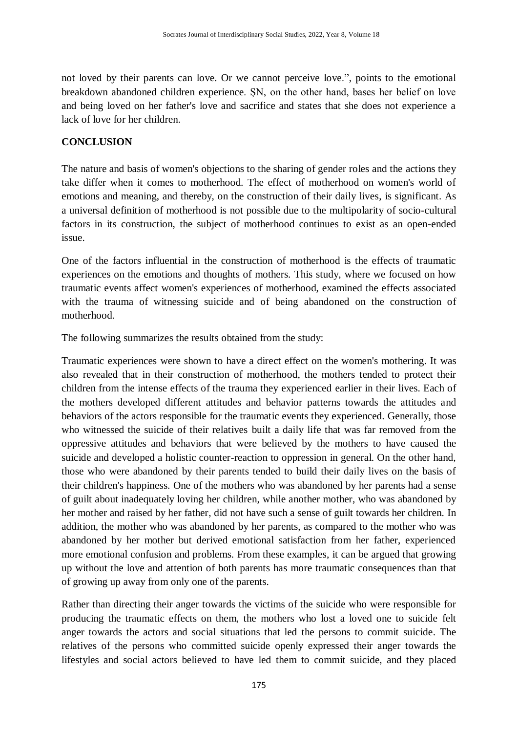not loved by their parents can love. Or we cannot perceive love.", points to the emotional breakdown abandoned children experience. ŞN, on the other hand, bases her belief on love and being loved on her father's love and sacrifice and states that she does not experience a lack of love for her children.

## CONCLUSION

The nature and basis of women's objections to the sharing of gender roles and the actions they take differ when it comes to motherhood. The effect of motherhood on women's world of emotions and meaning, and thereby, on the construction of their daily lives, is significant. As a universal definition of motherhood is not possible due to the multipolarity of socio-cultural factors in its construction, the subject of motherhood continues to exist as an open-ended issue.

One of the factors influential in the construction of motherhood is the effects of traumatic experiences on the emotions and thoughts of mothers. This study, where we focused on how traumatic events affect women's experiences of motherhood, examined the effects associated with the trauma of witnessing suicide and of being abandoned on the construction of motherhood.

The following summarizes the results obtained from the study:

Traumatic experiences were shown to have a direct effect on the women's mothering. It was also revealed that in their construction of motherhood, the mothers tended to protect their children from the intense effects of the trauma they experienced earlier in their lives. Each of the mothers developed different attitudes and behavior patterns towards the attitudes and behaviors of the actors responsible for the traumatic events they experienced. Generally, those who witnessed the suicide of their relatives built a daily life that was far removed from the oppressive attitudes and behaviors that were believed by the mothers to have caused the suicide and developed a holistic counter-reaction to oppression in general. On the other hand, those who were abandoned by their parents tended to build their daily lives on the basis of their children's happiness. One of the mothers who was abandoned by her parents had a sense of guilt about inadequately loving her children, while another mother, who was abandoned by her mother and raised by her father, did not have such a sense of guilt towards her children. In addition, the mother who was abandoned by her parents, as compared to the mother who was abandoned by her mother but derived emotional satisfaction from her father, experienced more emotional confusion and problems. From these examples, it can be argued that growing up without the love and attention of both parents has more traumatic consequences than that of growing up away from only one of the parents.

Rather than directing their anger towards the victims of the suicide who were responsible for producing the traumatic effects on them, the mothers who lost a loved one to suicide felt anger towards the actors and social situations that led the persons to commit suicide. The relatives of the persons who committed suicide openly expressed their anger towards the lifestyles and social actors believed to have led them to commit suicide, and they placed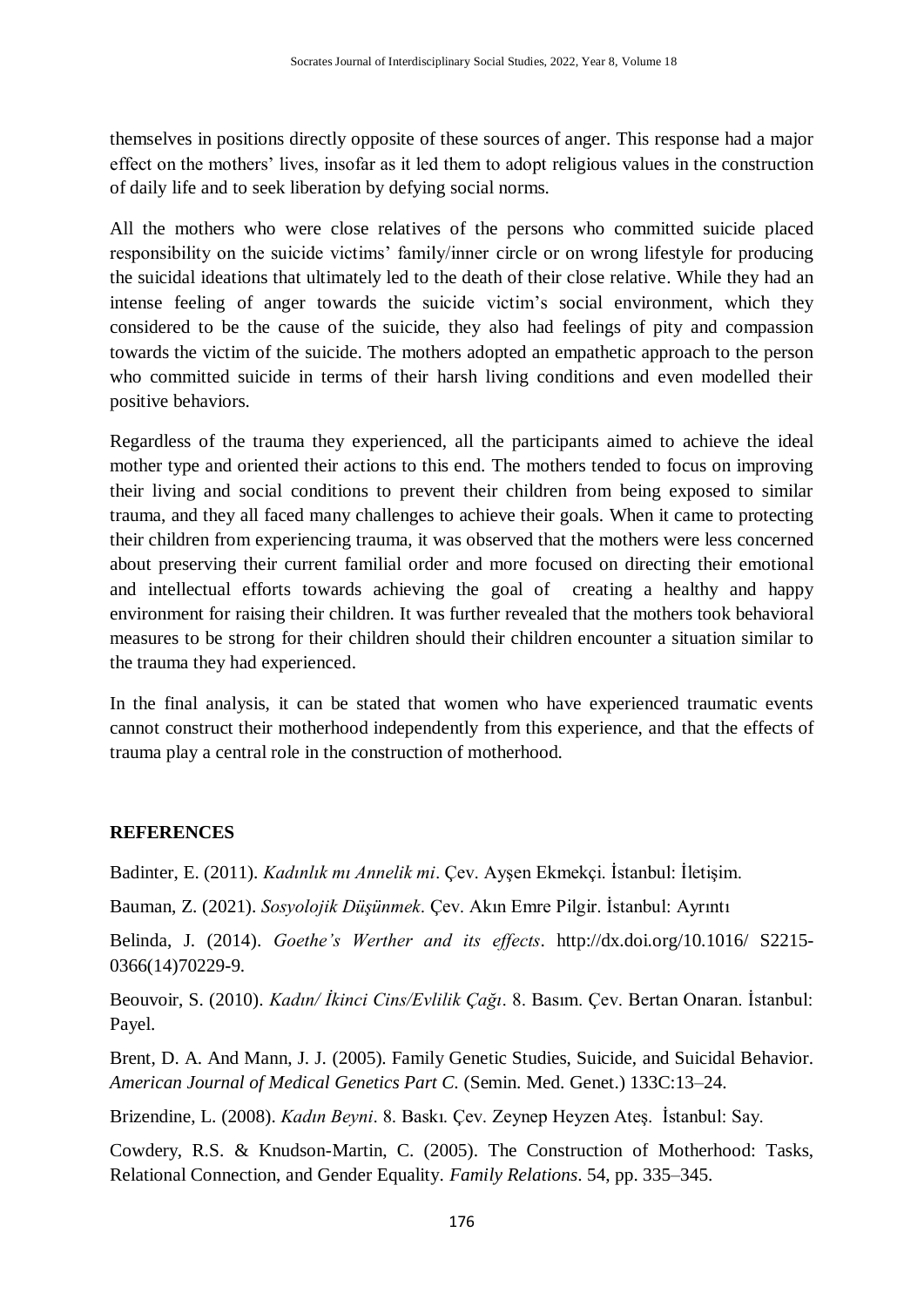themselves in positions directly opposite of these sources of anger. This response had a major effect on the mothers' lives, insofar as it led them to adopt religious values in the construction of daily life and to seek liberation by defying social norms.

All the mothers who were close relatives of the persons who committed suicide placed responsibility on the suicide victims' family/inner circle or on wrong lifestyle for producing the suicidal ideations that ultimately led to the death of their close relative. While they had an intense feeling of anger towards the suicide victim's social environment, which they considered to be the cause of the suicide, they also had feelings of pity and compassion towards the victim of the suicide. The mothers adopted an empathetic approach to the person who committed suicide in terms of their harsh living conditions and even modelled their positive behaviors.

Regardless of the trauma they experienced, all the participants aimed to achieve the ideal mother type and oriented their actions to this end. The mothers tended to focus on improving their living and social conditions to prevent their children from being exposed to similar trauma, and they all faced many challenges to achieve their goals. When it came to protecting their children from experiencing trauma, it was observed that the mothers were less concerned about preserving their current familial order and more focused on directing their emotional and intellectual efforts towards achieving the goal of creating a healthy and happy environment for raising their children. It was further revealed that the mothers took behavioral measures to be strong for their children should their children encounter a situation similar to the trauma they had experienced.

In the final analysis, it can be stated that women who have experienced traumatic events cannot construct their motherhood independently from this experience, and that the effects of trauma play a central role in the construction of motherhood.

## REFERENCES

Badinter, E. (2011). *Kadınlık mı Annelik mi*. Çev. Ayşen Ekmekçi. İstanbul: İletişim.

Bauman, Z. (2021). *Sosyolojik Düşünmek*. Çev. Akın Emre Pilgir. İstanbul: Ayrıntı

Belinda, J. (2014). *Goethe's Werther and its effects*. http://dx.doi.org/10.1016/ S2215-0366(14)70229-9.

Beouvoir, S. (2010). *Kadın/ İkinci Cins/Evlilik Çağı*. 8. Basım. Çev. Bertan Onaran. İstanbul: Payel.

Brent, D. A. And Mann, J. J. (2005). Family Genetic Studies, Suicide, and Suicidal Behavior. *American Journal of Medical Genetics Part C*. (Semin. Med. Genet.) 133C:13–24.

Brizendine, L. (2008). *Kadın Beyni*. 8. Baskı. Çev. Zeynep Heyzen Ateş. İstanbul: Say.

Cowdery, R.S. & Knudson-Martin, C. (2005). The Construction of Motherhood: Tasks, Relational Connection, and Gender Equality. *Family Relations*. 54, pp. 335–345.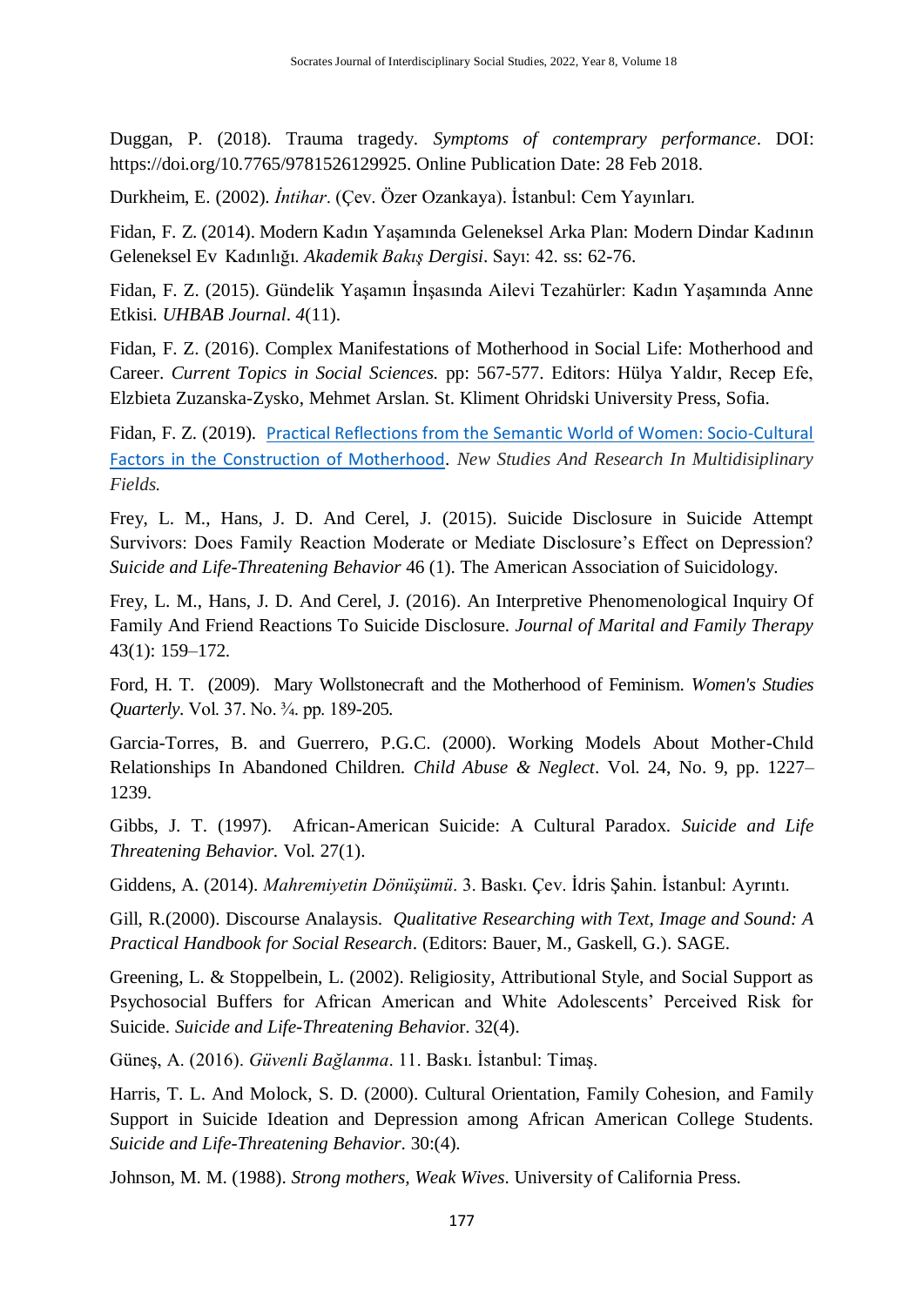Duggan, P. (2018). Trauma tragedy. *Symptoms of contemprary performance*. DOI: https://doi.org/10.7765/9781526129925. Online Publication Date: 28 Feb 2018.

Durkheim, E. (2002). *İntihar*. (Çev. Özer Ozankaya). İstanbul: Cem Yayınları.

Fidan, F. Z. (2014). Modern Kadın Yaşamında Geleneksel Arka Plan: Modern Dindar Kadının Geleneksel Ev Kadınlığı. *Akademik Bakış Dergisi*. Sayı: 42. ss: 62-76.

Fidan, F. Z. (2015). Gündelik Yaşamın İnşasında Ailevi Tezahürler: Kadın Yaşamında Anne Etkisi. *UHBAB Journal*. *4*(11).

Fidan, F. Z. (2016). Complex Manifestations of Motherhood in Social Life: Motherhood and Career. *Current Topics in Social Sciences.* pp: 567-577. Editors: Hülya Yaldır, Recep Efe, Elzbieta Zuzanska-Zysko, Mehmet Arslan. St. Kliment Ohridski University Press, Sofia.

Fidan, F. Z. (2019). Practical Reflections from the Semantic World of Women: Socio-Cultural Factors in the Construction of Motherhood. *New Studies And Research In Multidisiplinary Fields.*

Frey, L. M., Hans, J. D. And Cerel, J. (2015). Suicide Disclosure in Suicide Attempt Survivors: Does Family Reaction Moderate or Mediate Disclosure's Effect on Depression? *Suicide and Life-Threatening Behavior* 46 (1). The American Association of Suicidology.

Frey, L. M., Hans, J. D. And Cerel, J. (2016). An Interpretive Phenomenological Inquiry Of Family And Friend Reactions To Suicide Disclosure. *Journal of Marital and Family Therapy* 43(1): 159–172.

Ford, H. T. (2009). Mary Wollstonecraft and the Motherhood of Feminism. *Women's Studies Quarterly*. Vol. 37. No. ¾. pp. 189-205.

Garcia-Torres, B. and Guerrero, P.G.C. (2000). Working Models About Mother-Chıld Relationships In Abandoned Children. *Child Abuse & Neglect*. Vol. 24, No. 9, pp. 1227–1239.

Gibbs, J. T. (1997). African-American Suicide: A Cultural Paradox. *Suicide and Life Threatening Behavior.* Vol. 27(1).

Giddens, A. (2014). *Mahremiyetin Dönüşümü*. 3. Baskı. Çev. İdris Şahin. İstanbul: Ayrıntı.

Gill, R.(2000). Discourse Analaysis. *Qualitative Researching with Text, Image and Sound: A Practical Handbook for Social Research*. (Editors: Bauer, M., Gaskell, G.). SAGE.

Greening, L. & Stoppelbein, L. (2002). Religiosity, Attributional Style, and Social Support as Psychosocial Buffers for African American and White Adolescents' Perceived Risk for Suicide. *Suicide and Life-Threatening Behavior*. 32(4).

Güneş, A. (2016). *Güvenli Bağlanma*. 11. Baskı. İstanbul: Timaş.

Harris, T. L. And Molock, S. D. (2000). Cultural Orientation, Family Cohesion, and Family Support in Suicide Ideation and Depression among African American College Students. *Suicide and Life-Threatening Behavior*. 30:(4).

Johnson, M. M. (1988). *Strong mothers, Weak Wives*. University of California Press.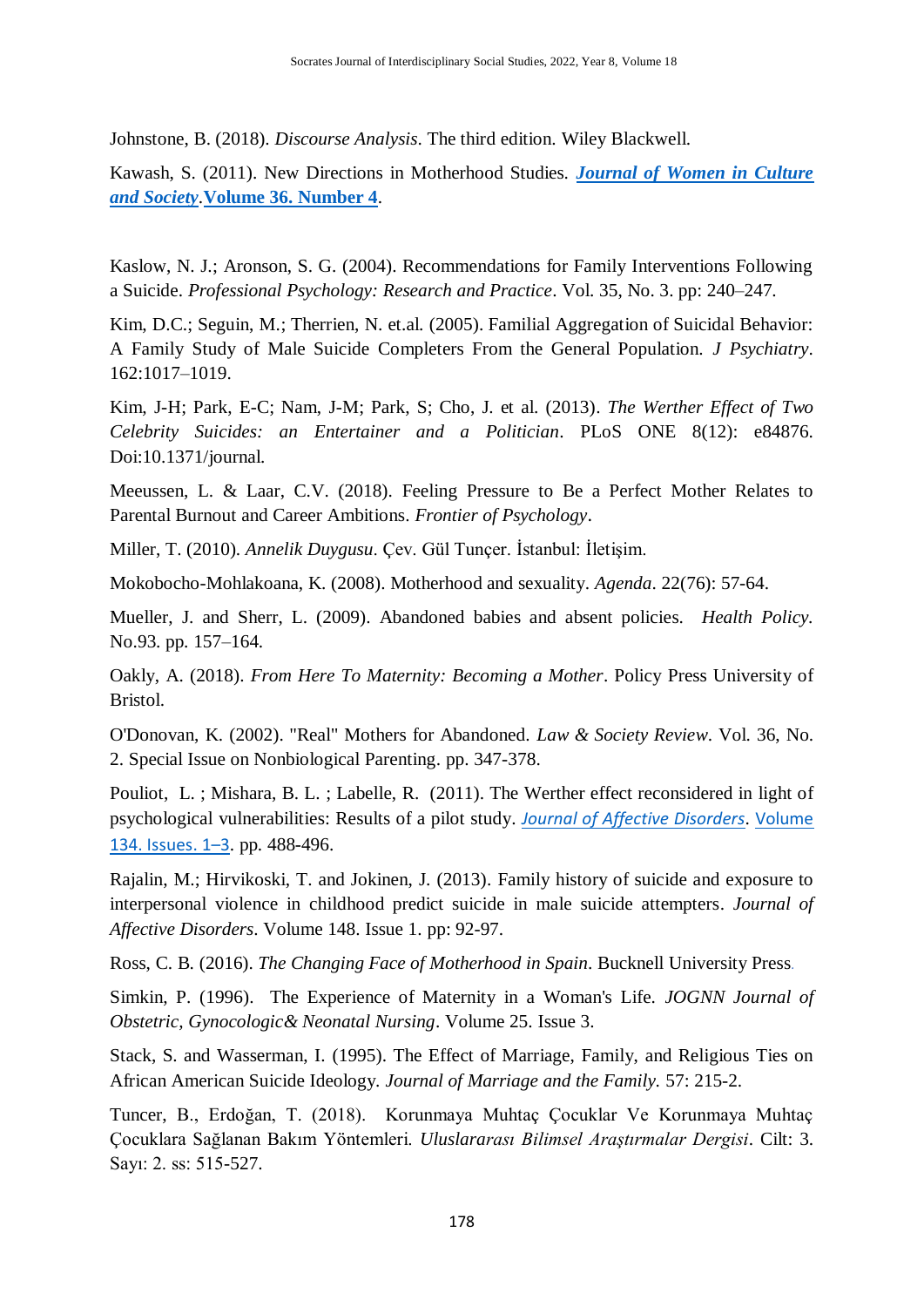Johnstone, B. (2018). *Discourse Analysis*. The third edition. Wiley Blackwell.

Kawash, S. (2011). New Directions in Motherhood Studies. ***Journal of Women in Culture and Society*.Volume 36. Number 4**.

Kaslow, N. J.; Aronson, S. G. (2004). Recommendations for Family Interventions Following a Suicide. *Professional Psychology: Research and Practice*. Vol. 35, No. 3. pp: 240–247.

Kim, D.C.; Seguin, M.; Therrien, N. et.al. (2005). Familial Aggregation of Suicidal Behavior: A Family Study of Male Suicide Completers From the General Population. *J Psychiatry*. 162:1017–1019.

Kim, J-H; Park, E-C; Nam, J-M; Park, S; Cho, J. et al. (2013). *The Werther Effect of Two Celebrity Suicides: an Entertainer and a Politician*. PLoS ONE 8(12): e84876. Doi:10.1371/journal.

Meeussen, L. & Laar, C.V. (2018). Feeling Pressure to Be a Perfect Mother Relates to Parental Burnout and Career Ambitions. *Frontier of Psychology*.

Miller, T. (2010). *Annelik Duygusu*. Çev. Gül Tunçer. İstanbul: İletişim.

Mokobocho-Mohlakoana, K. (2008). Motherhood and sexuality. *Agenda*. 22(76): 57-64.

Mueller, J. and Sherr, L. (2009). Abandoned babies and absent policies. *Health Policy*. No.93. pp. 157–164.

Oakly, A. (2018). *From Here To Maternity: Becoming a Mother*. Policy Press University of Bristol.

O'Donovan, K. (2002). "Real" Mothers for Abandoned. *Law & Society Review*. Vol. 36, No. 2. Special Issue on Nonbiological Parenting. pp. 347-378.

Pouliot, L. ; Mishara, B. L. ; Labelle, R. (2011). The Werther effect reconsidered in light of psychological vulnerabilities: Results of a pilot study. *Journal of Affective Disorders*. Volume 134. Issues. 1–3. pp. 488-496.

Rajalin, M.; Hirvikoski, T. and Jokinen, J. (2013). Family history of suicide and exposure to interpersonal violence in childhood predict suicide in male suicide attempters. *Journal of Affective Disorders*. Volume 148. Issue 1. pp: 92-97.

Ross, C. B. (2016). *The Changing Face of Motherhood in Spain*. Bucknell University Press.

Simkin, P. (1996). The Experience of Maternity in a Woman's Life. *JOGNN Journal of Obstetric, Gynocologic& Neonatal Nursing*. Volume 25. Issue 3.

Stack, S. and Wasserman, I. (1995). The Effect of Marriage, Family, and Religious Ties on African American Suicide Ideology. *Journal of Marriage and the Family*. 57: 215-2.

Tuncer, B., Erdoğan, T. (2018). Korunmaya Muhtaç Çocuklar Ve Korunmaya Muhtaç Çocuklara Sağlanan Bakım Yöntemleri. *Uluslararası Bilimsel Araştırmalar Dergisi*. Cilt: 3. Sayı: 2. ss: 515-527.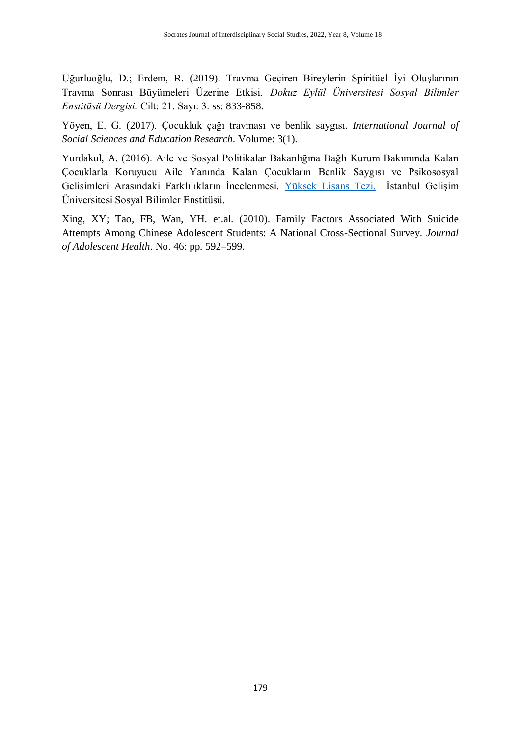Uğurluoğlu, D.; Erdem, R. (2019). Travma Geçiren Bireylerin Spiritüel İyi Oluşlarının Travma Sonrası Büyümeleri Üzerine Etkisi. *Dokuz Eylül Üniversitesi Sosyal Bilimler Enstitüsü Dergisi.* Cilt: 21. Sayı: 3. ss: 833-858.

Yöyen, E. G. (2017). Çocukluk çağı travması ve benlik saygısı. *International Journal of Social Sciences and Education Research*. Volume: 3(1).

Yurdakul, A. (2016). Aile ve Sosyal Politikalar Bakanlığına Bağlı Kurum Bakımında Kalan Çocuklarla Koruyucu Aile Yanında Kalan Çocukların Benlik Saygısı ve Psikososyal Gelişimleri Arasındaki Farklılıkların İncelenmesi. Yüksek Lisans Tezi. İstanbul Gelişim Üniversitesi Sosyal Bilimler Enstitüsü.

Xing, XY; Tao, FB, Wan, YH. et.al. (2010). Family Factors Associated With Suicide Attempts Among Chinese Adolescent Students: A National Cross-Sectional Survey. *Journal of Adolescent Health*. No. 46: pp. 592–599.